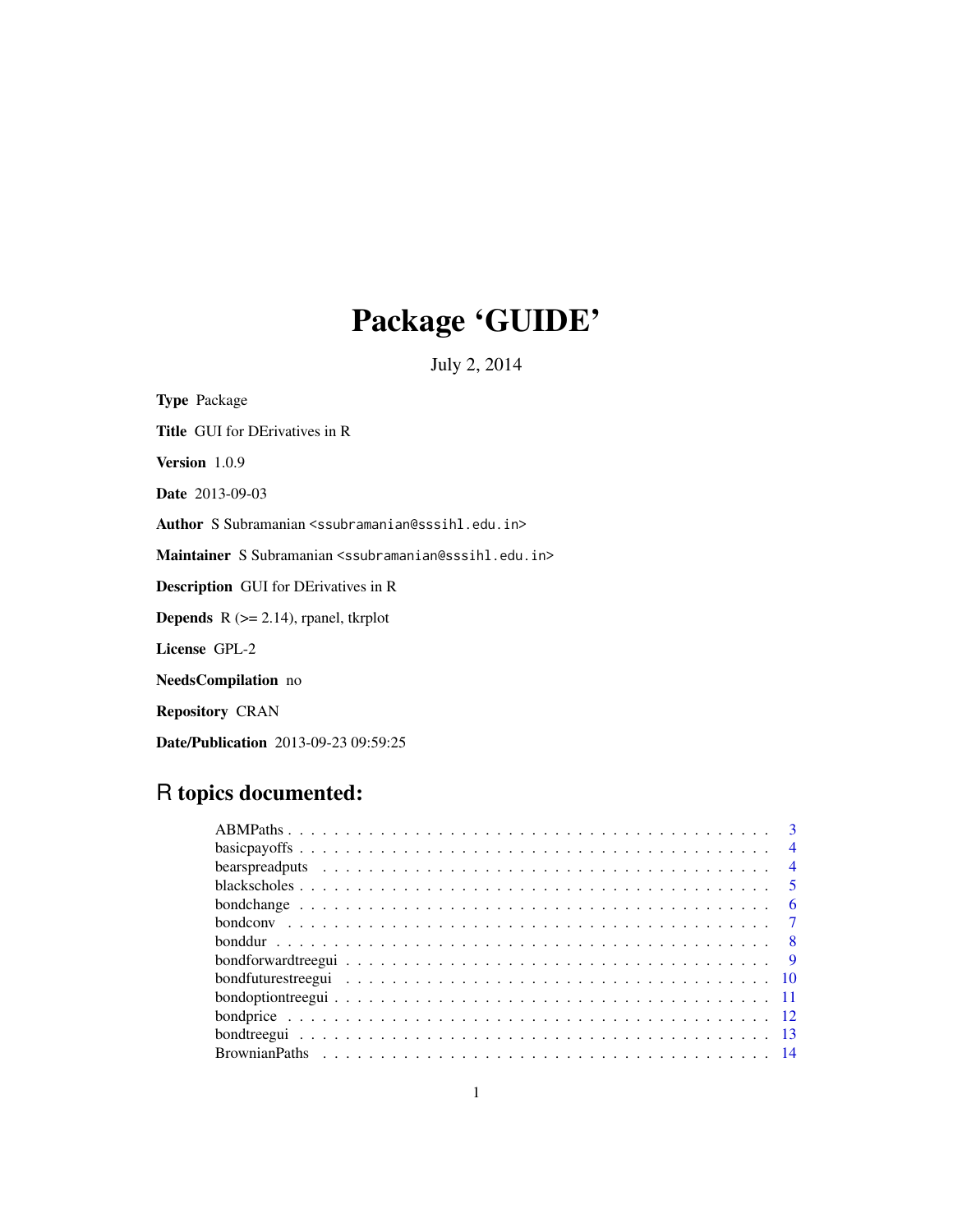# Package 'GUIDE'

July 2, 2014

**Type** Package

**Title** GUI for DErivatives in R

**Version** 1.0.9

**Date** 2013-09-03

**Author** S Subramanian <ssubramanian@sssihl.edu.in>

**Maintainer** S Subramanian <ssubramanian@sssihl.edu.in>

**Description** GUI for DErivatives in R

**Depends** R (>= 2.14), rpanel, tkrplot

**License** GPL-2

**NeedsCompilation** no

**Repository** CRAN

**Date/Publication** 2013-09-23 09:59:25

## R topics documented:

- ABMPaths . . . . . . . . . . . . . . . . . . . . . . . . . . . . . . . . . . . . . . . . 3
- basicpayoffs . . . . . . . . . . . . . . . . . . . . . . . . . . . . . . . . . . . . . . . 4
- bearspreadputs . . . . . . . . . . . . . . . . . . . . . . . . . . . . . . . . . . . . . . 4
- blackscholes . . . . . . . . . . . . . . . . . . . . . . . . . . . . . . . . . . . . . . . 5
- bondchange . . . . . . . . . . . . . . . . . . . . . . . . . . . . . . . . . . . . . . . . 6
- bondconv . . . . . . . . . . . . . . . . . . . . . . . . . . . . . . . . . . . . . . . . . 7
- bonddur . . . . . . . . . . . . . . . . . . . . . . . . . . . . . . . . . . . . . . . . . . 8
- bondforwardtreegui . . . . . . . . . . . . . . . . . . . . . . . . . . . . . . . . . . . 9
- bondfuturestreegui . . . . . . . . . . . . . . . . . . . . . . . . . . . . . . . . . . . 10
- bondoptiontreegui . . . . . . . . . . . . . . . . . . . . . . . . . . . . . . . . . . . . 11
- bondprice . . . . . . . . . . . . . . . . . . . . . . . . . . . . . . . . . . . . . . . . . 12
- bondtreegui . . . . . . . . . . . . . . . . . . . . . . . . . . . . . . . . . . . . . . . . 13
- BrownianPaths . . . . . . . . . . . . . . . . . . . . . . . . . . . . . . . . . . . . . . 14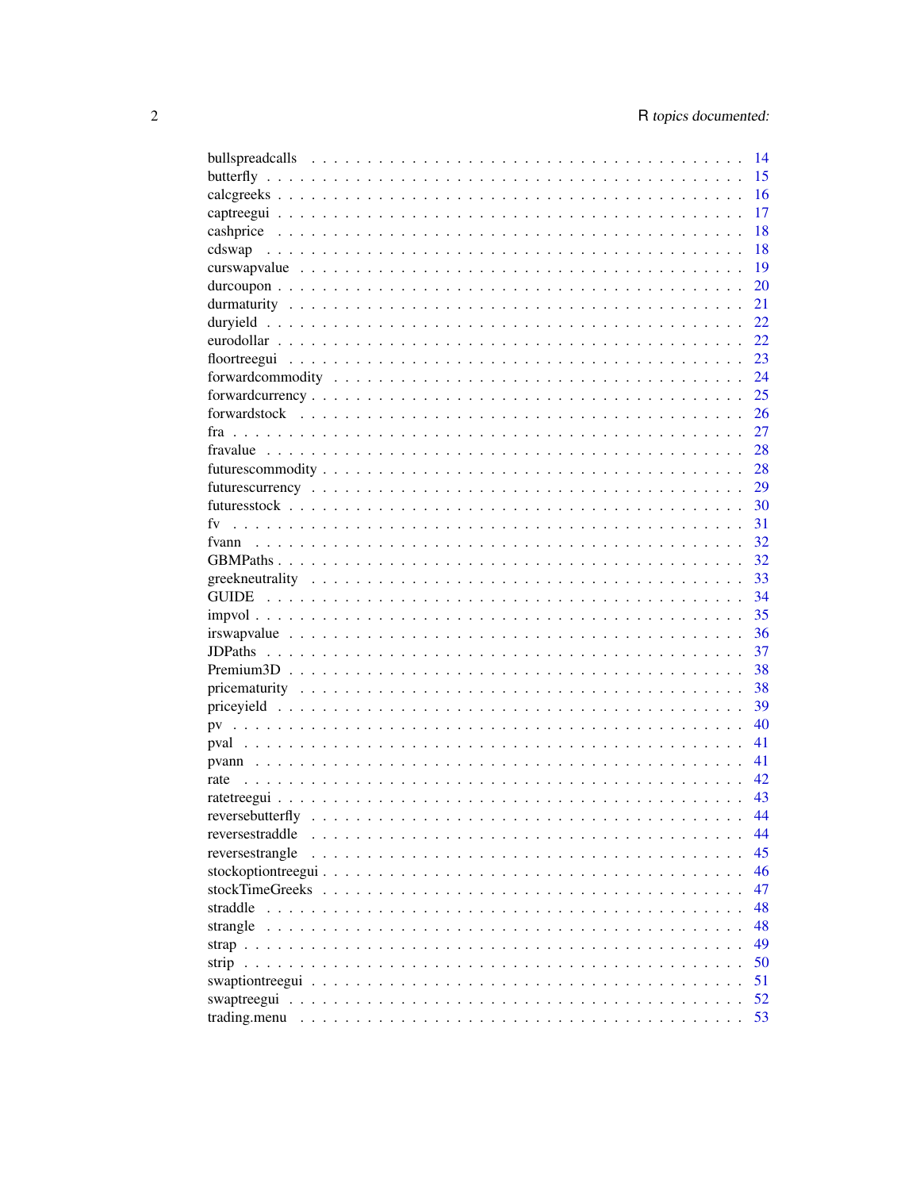| | |
|---|---|
| bullspreadcalls | 14 |
| butterfly | 15 |
| calcgreeks | 16 |
| captreegui | 17 |
| cashprice | 18 |
| cdswap | 18 |
| curswapvalue | 19 |
| durcoupon | 20 |
| durmaturity | 21 |
| duryield | 22 |
| eurodollar | 22 |
| floortreegui | 23 |
| forwardcommodity | 24 |
| forwardcurrency | 25 |
| forwardstock | 26 |
| fra | 27 |
| fravalue | 28 |
| futurescommodity | 28 |
| futurescurrency | 29 |
| futuresstock | 30 |
| fv | 31 |
| fvann | 32 |
| GBMPaths | 32 |
| greekneutrality | 33 |
| GUIDE | 34 |
| impvol | 35 |
| irswapvalue | 36 |
| JDPaths | 37 |
| Premium3D | 38 |
| pricematurity | 38 |
| priceyield | 39 |
| pv | 40 |
| pval | 41 |
| pvann | 41 |
| rate | 42 |
| ratetreegui | 43 |
| reversebutterfly | 44 |
| reversestraddle | 44 |
| reversestrangle | 45 |
| stockoptiontreegui | 46 |
| stockTimeGreeks | 47 |
| straddle | 48 |
| strangle | 48 |
| strap | 49 |
| strip | 50 |
| swaptiontreegui | 51 |
| swaptreegui | 52 |
| trading.menu | 53 |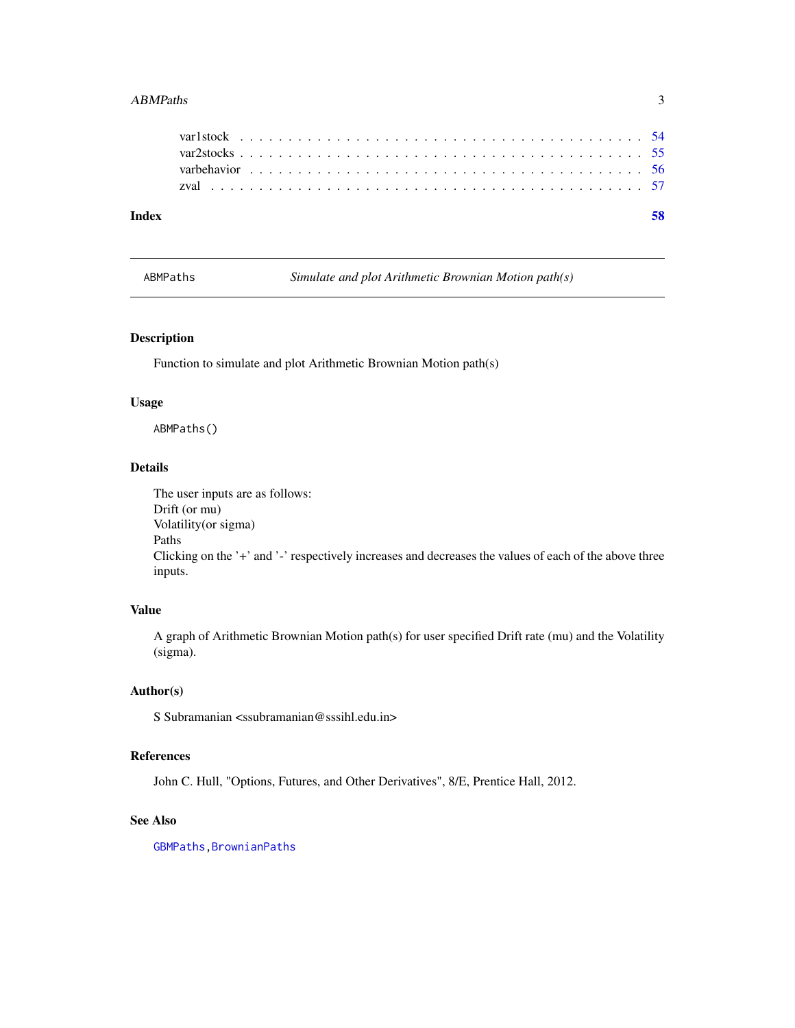var1stock . . . . . . . . . . . . . . . . . . . . . . . . . . . . . . . . . . . . . . 54
var2stocks . . . . . . . . . . . . . . . . . . . . . . . . . . . . . . . . . . . . . . 55
varbehavior . . . . . . . . . . . . . . . . . . . . . . . . . . . . . . . . . . . . . 56
zval . . . . . . . . . . . . . . . . . . . . . . . . . . . . . . . . . . . . . . . . . 57

**Index** **58**

---

## ABMPaths — *Simulate and plot Arithmetic Brownian Motion path(s)*

---

### Description

Function to simulate and plot Arithmetic Brownian Motion path(s)

### Usage

```
ABMPaths()
```

### Details

The user inputs are as follows:
Drift (or mu)
Volatility(or sigma)
Paths
Clicking on the '+' and '-' respectively increases and decreases the values of each of the above three inputs.

### Value

A graph of Arithmetic Brownian Motion path(s) for user specified Drift rate (mu) and the Volatility (sigma).

### Author(s)

S Subramanian <ssubramanian@sssihl.edu.in>

### References

John C. Hull, "Options, Futures, and Other Derivatives", 8/E, Prentice Hall, 2012.

### See Also

GBMPaths, BrownianPaths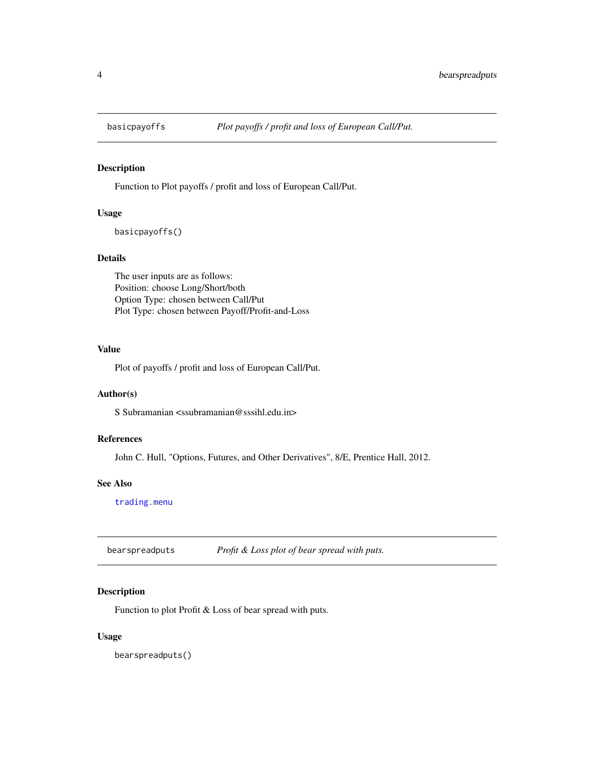## basicpayoffs — *Plot payoffs / profit and loss of European Call/Put.*

### Description

Function to Plot payoffs / profit and loss of European Call/Put.

### Usage

```
basicpayoffs()
```

### Details

The user inputs are as follows:
Position: choose Long/Short/both
Option Type: chosen between Call/Put
Plot Type: chosen between Payoff/Profit-and-Loss

### Value

Plot of payoffs / profit and loss of European Call/Put.

### Author(s)

S Subramanian <ssubramanian@sssihl.edu.in>

### References

John C. Hull, "Options, Futures, and Other Derivatives", 8/E, Prentice Hall, 2012.

### See Also

`trading.menu`

## bearspreadputs — *Profit & Loss plot of bear spread with puts.*

### Description

Function to plot Profit & Loss of bear spread with puts.

### Usage

```
bearspreadputs()
```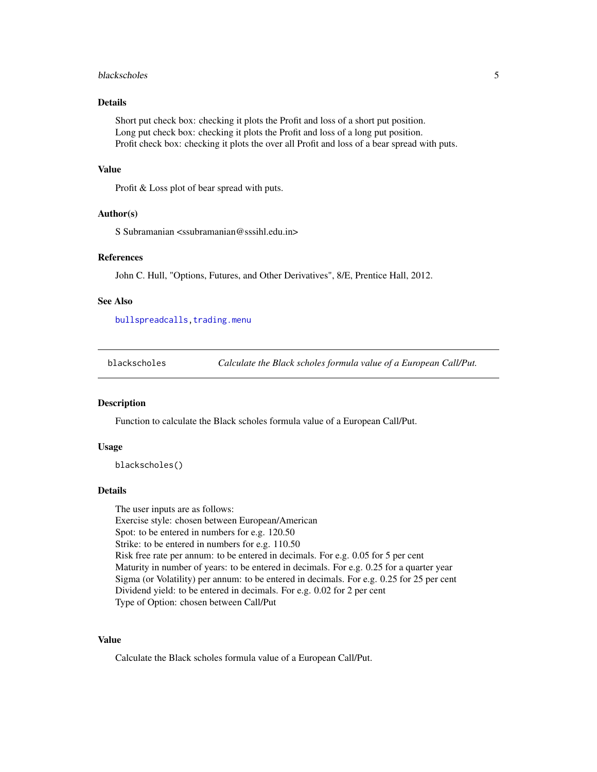### Details

Short put check box: checking it plots the Profit and loss of a short put position.
Long put check box: checking it plots the Profit and loss of a long put position.
Profit check box: checking it plots the over all Profit and loss of a bear spread with puts.

### Value

Profit & Loss plot of bear spread with puts.

### Author(s)

S Subramanian <ssubramanian@sssihl.edu.in>

### References

John C. Hull, "Options, Futures, and Other Derivatives", 8/E, Prentice Hall, 2012.

### See Also

bullspreadcalls, trading.menu

---

## blackscholes — *Calculate the Black scholes formula value of a European Call/Put.*

### Description

Function to calculate the Black scholes formula value of a European Call/Put.

### Usage

```
blackscholes()
```

### Details

The user inputs are as follows:
Exercise style: chosen between European/American
Spot: to be entered in numbers for e.g. 120.50
Strike: to be entered in numbers for e.g. 110.50
Risk free rate per annum: to be entered in decimals. For e.g. 0.05 for 5 per cent
Maturity in number of years: to be entered in decimals. For e.g. 0.25 for a quarter year
Sigma (or Volatility) per annum: to be entered in decimals. For e.g. 0.25 for 25 per cent
Dividend yield: to be entered in decimals. For e.g. 0.02 for 2 per cent
Type of Option: chosen between Call/Put

### Value

Calculate the Black scholes formula value of a European Call/Put.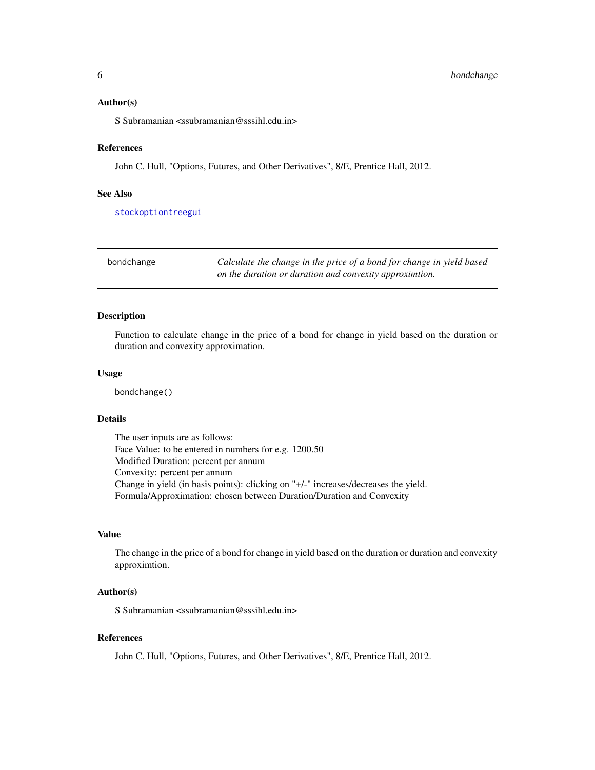### Author(s)

S Subramanian <ssubramanian@sssihl.edu.in>

### References

John C. Hull, "Options, Futures, and Other Derivatives", 8/E, Prentice Hall, 2012.

### See Also

stockoptiontreegui

---

## bondchange — *Calculate the change in the price of a bond for change in yield based on the duration or duration and convexity approximtion.*

---

### Description

Function to calculate change in the price of a bond for change in yield based on the duration or duration and convexity approximation.

### Usage

```
bondchange()
```

### Details

The user inputs are as follows:
Face Value: to be entered in numbers for e.g. 1200.50
Modified Duration: percent per annum
Convexity: percent per annum
Change in yield (in basis points): clicking on "+/-" increases/decreases the yield.
Formula/Approximation: chosen between Duration/Duration and Convexity

### Value

The change in the price of a bond for change in yield based on the duration or duration and convexity approximtion.

### Author(s)

S Subramanian <ssubramanian@sssihl.edu.in>

### References

John C. Hull, "Options, Futures, and Other Derivatives", 8/E, Prentice Hall, 2012.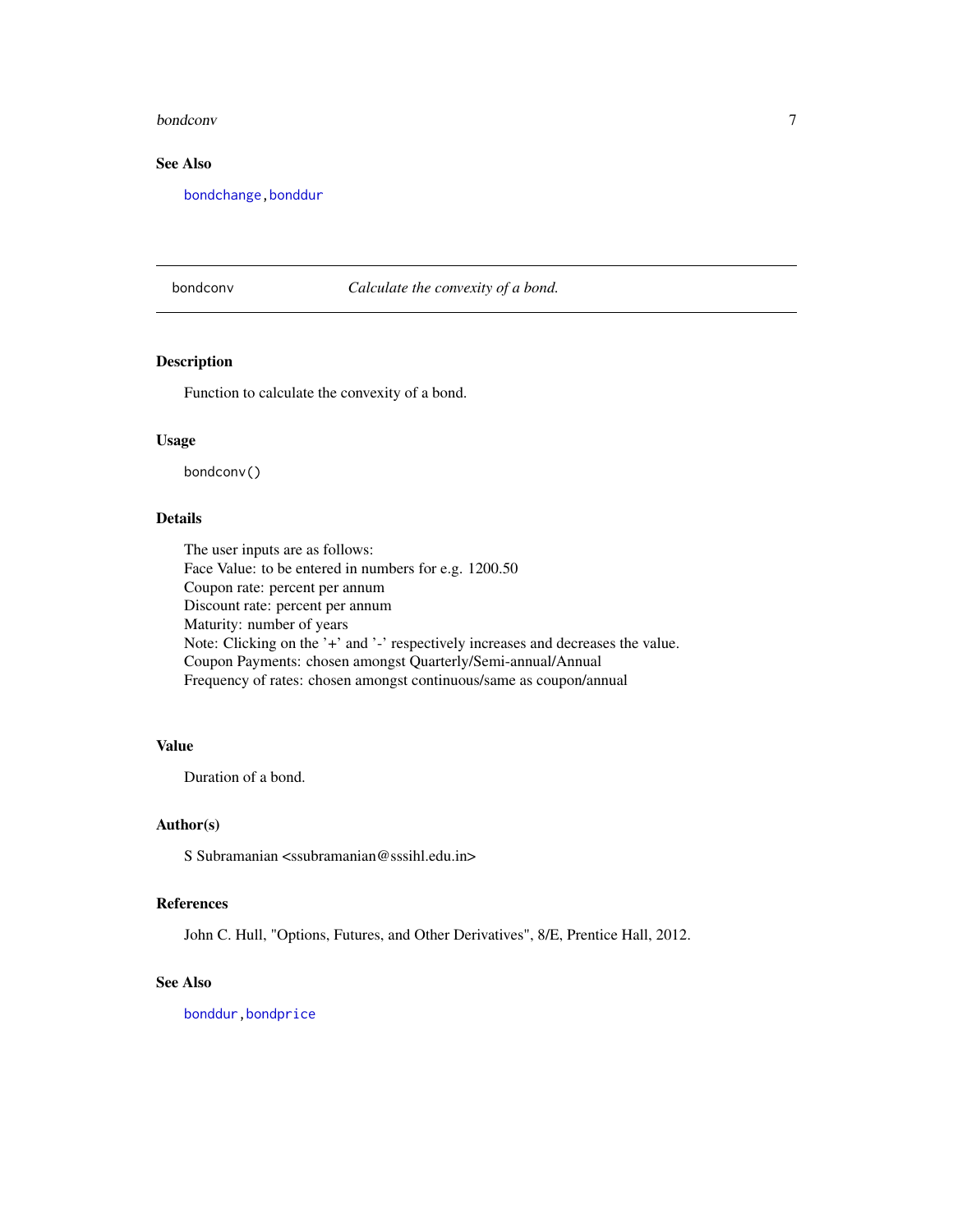### See Also

bondchange, bonddur

---

## bondconv — *Calculate the convexity of a bond.*

---

### Description

Function to calculate the convexity of a bond.

### Usage

```
bondconv()
```

### Details

The user inputs are as follows:
Face Value: to be entered in numbers for e.g. 1200.50
Coupon rate: percent per annum
Discount rate: percent per annum
Maturity: number of years
Note: Clicking on the '+' and '-' respectively increases and decreases the value.
Coupon Payments: chosen amongst Quarterly/Semi-annual/Annual
Frequency of rates: chosen amongst continuous/same as coupon/annual

### Value

Duration of a bond.

### Author(s)

S Subramanian <ssubramanian@sssihl.edu.in>

### References

John C. Hull, "Options, Futures, and Other Derivatives", 8/E, Prentice Hall, 2012.

### See Also

bonddur, bondprice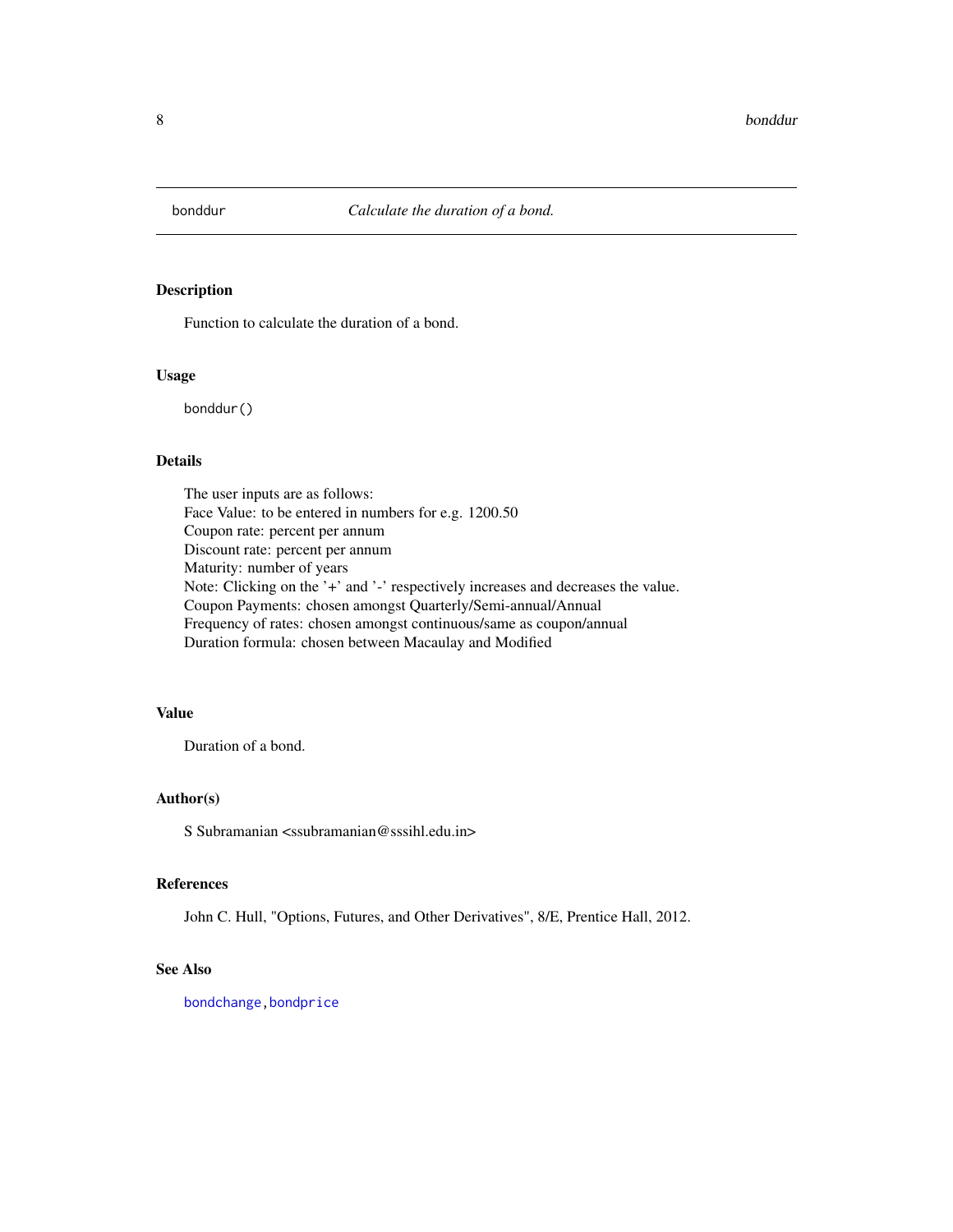## bonddur *Calculate the duration of a bond.*

### Description

Function to calculate the duration of a bond.

### Usage

```
bonddur()
```

### Details

The user inputs are as follows:
Face Value: to be entered in numbers for e.g. 1200.50
Coupon rate: percent per annum
Discount rate: percent per annum
Maturity: number of years
Note: Clicking on the '+' and '-' respectively increases and decreases the value.
Coupon Payments: chosen amongst Quarterly/Semi-annual/Annual
Frequency of rates: chosen amongst continuous/same as coupon/annual
Duration formula: chosen between Macaulay and Modified

### Value

Duration of a bond.

### Author(s)

S Subramanian <ssubramanian@sssihl.edu.in>

### References

John C. Hull, "Options, Futures, and Other Derivatives", 8/E, Prentice Hall, 2012.

### See Also

bondchange, bondprice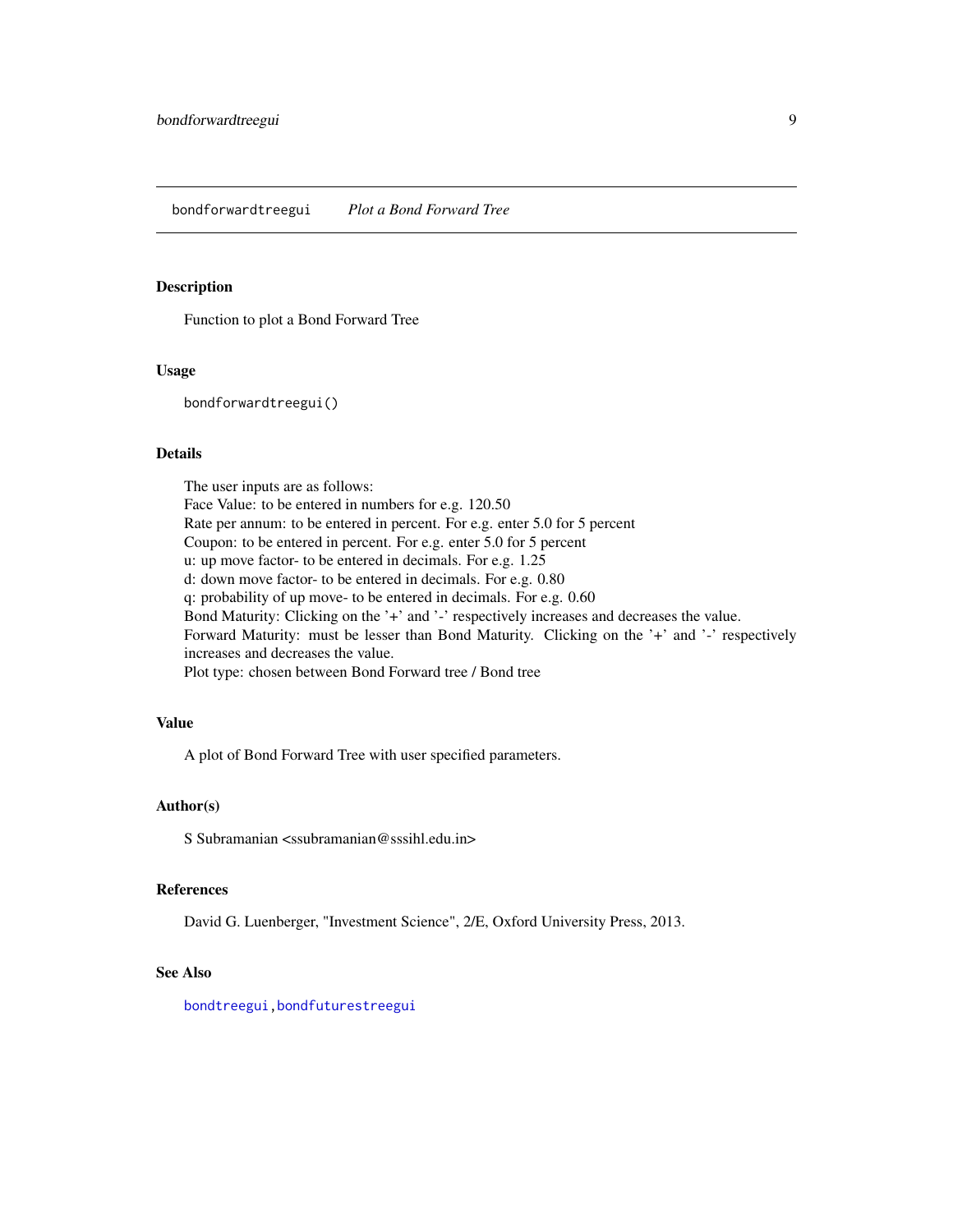# bondforwardtreegui &nbsp;&nbsp;&nbsp; *Plot a Bond Forward Tree*

## Description

Function to plot a Bond Forward Tree

## Usage

```
bondforwardtreegui()
```

## Details

The user inputs are as follows:
Face Value: to be entered in numbers for e.g. 120.50
Rate per annum: to be entered in percent. For e.g. enter 5.0 for 5 percent
Coupon: to be entered in percent. For e.g. enter 5.0 for 5 percent
u: up move factor- to be entered in decimals. For e.g. 1.25
d: down move factor- to be entered in decimals. For e.g. 0.80
q: probability of up move- to be entered in decimals. For e.g. 0.60
Bond Maturity: Clicking on the '+' and '-' respectively increases and decreases the value.
Forward Maturity: must be lesser than Bond Maturity. Clicking on the '+' and '-' respectively increases and decreases the value.
Plot type: chosen between Bond Forward tree / Bond tree

## Value

A plot of Bond Forward Tree with user specified parameters.

## Author(s)

S Subramanian <ssubramanian@sssihl.edu.in>

## References

David G. Luenberger, "Investment Science", 2/E, Oxford University Press, 2013.

## See Also

bondtreegui, bondfuturestreegui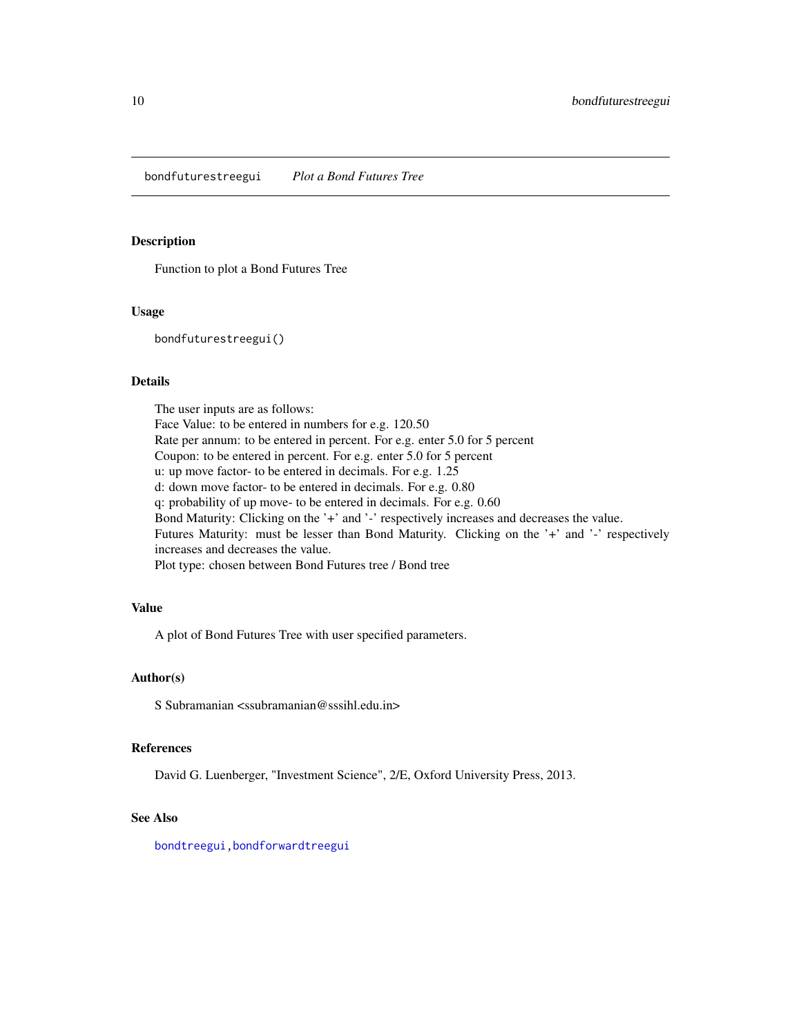bondfuturestreegui *Plot a Bond Futures Tree*

## Description

Function to plot a Bond Futures Tree

## Usage

```
bondfuturestreegui()
```

## Details

The user inputs are as follows:
Face Value: to be entered in numbers for e.g. 120.50
Rate per annum: to be entered in percent. For e.g. enter 5.0 for 5 percent
Coupon: to be entered in percent. For e.g. enter 5.0 for 5 percent
u: up move factor- to be entered in decimals. For e.g. 1.25
d: down move factor- to be entered in decimals. For e.g. 0.80
q: probability of up move- to be entered in decimals. For e.g. 0.60
Bond Maturity: Clicking on the '+' and '-' respectively increases and decreases the value.
Futures Maturity: must be lesser than Bond Maturity. Clicking on the '+' and '-' respectively increases and decreases the value.
Plot type: chosen between Bond Futures tree / Bond tree

## Value

A plot of Bond Futures Tree with user specified parameters.

## Author(s)

S Subramanian <ssubramanian@sssihl.edu.in>

## References

David G. Luenberger, "Investment Science", 2/E, Oxford University Press, 2013.

## See Also

bondtreegui, bondforwardtreegui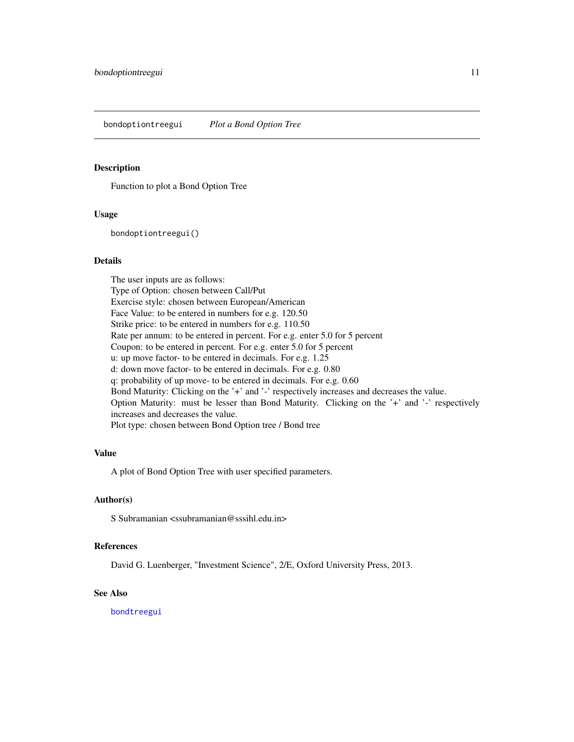## bondoptiontreegui *Plot a Bond Option Tree*

### Description

Function to plot a Bond Option Tree

### Usage

```
bondoptiontreegui()
```

### Details

The user inputs are as follows:
Type of Option: chosen between Call/Put
Exercise style: chosen between European/American
Face Value: to be entered in numbers for e.g. 120.50
Strike price: to be entered in numbers for e.g. 110.50
Rate per annum: to be entered in percent. For e.g. enter 5.0 for 5 percent
Coupon: to be entered in percent. For e.g. enter 5.0 for 5 percent
u: up move factor- to be entered in decimals. For e.g. 1.25
d: down move factor- to be entered in decimals. For e.g. 0.80
q: probability of up move- to be entered in decimals. For e.g. 0.60
Bond Maturity: Clicking on the '+' and '-' respectively increases and decreases the value.
Option Maturity: must be lesser than Bond Maturity. Clicking on the '+' and '-' respectively increases and decreases the value.
Plot type: chosen between Bond Option tree / Bond tree

### Value

A plot of Bond Option Tree with user specified parameters.

### Author(s)

S Subramanian <ssubramanian@sssihl.edu.in>

### References

David G. Luenberger, "Investment Science", 2/E, Oxford University Press, 2013.

### See Also

bondtreegui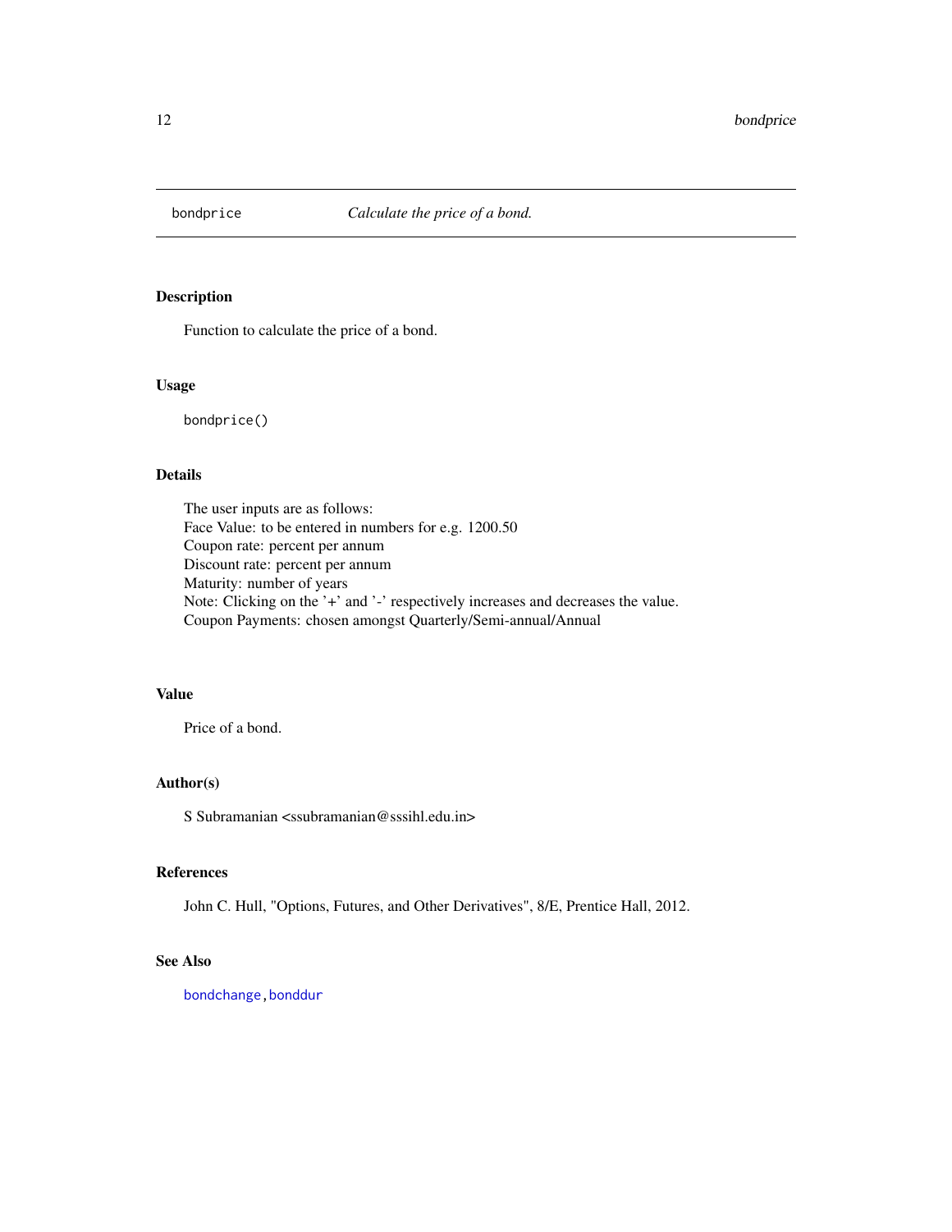## bondprice    *Calculate the price of a bond.*

### Description

Function to calculate the price of a bond.

### Usage

```
bondprice()
```

### Details

The user inputs are as follows:  
Face Value: to be entered in numbers for e.g. 1200.50  
Coupon rate: percent per annum  
Discount rate: percent per annum  
Maturity: number of years  
Note: Clicking on the '+' and '-' respectively increases and decreases the value.  
Coupon Payments: chosen amongst Quarterly/Semi-annual/Annual

### Value

Price of a bond.

### Author(s)

S Subramanian <ssubramanian@sssihl.edu.in>

### References

John C. Hull, "Options, Futures, and Other Derivatives", 8/E, Prentice Hall, 2012.

### See Also

bondchange, bonddur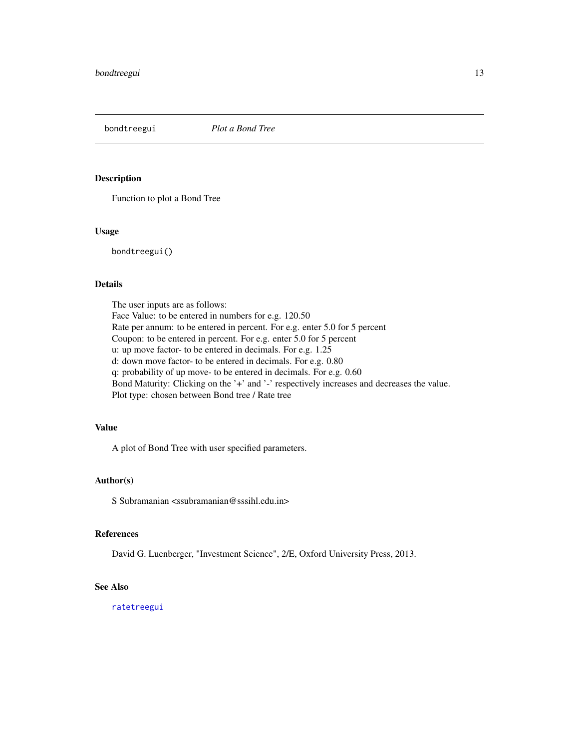## bondtreegui — *Plot a Bond Tree*

### Description

Function to plot a Bond Tree

### Usage

```
bondtreegui()
```

### Details

The user inputs are as follows:
Face Value: to be entered in numbers for e.g. 120.50
Rate per annum: to be entered in percent. For e.g. enter 5.0 for 5 percent
Coupon: to be entered in percent. For e.g. enter 5.0 for 5 percent
u: up move factor- to be entered in decimals. For e.g. 1.25
d: down move factor- to be entered in decimals. For e.g. 0.80
q: probability of up move- to be entered in decimals. For e.g. 0.60
Bond Maturity: Clicking on the '+' and '-' respectively increases and decreases the value.
Plot type: chosen between Bond tree / Rate tree

### Value

A plot of Bond Tree with user specified parameters.

### Author(s)

S Subramanian <ssubramanian@sssihl.edu.in>

### References

David G. Luenberger, "Investment Science", 2/E, Oxford University Press, 2013.

### See Also

ratetreegui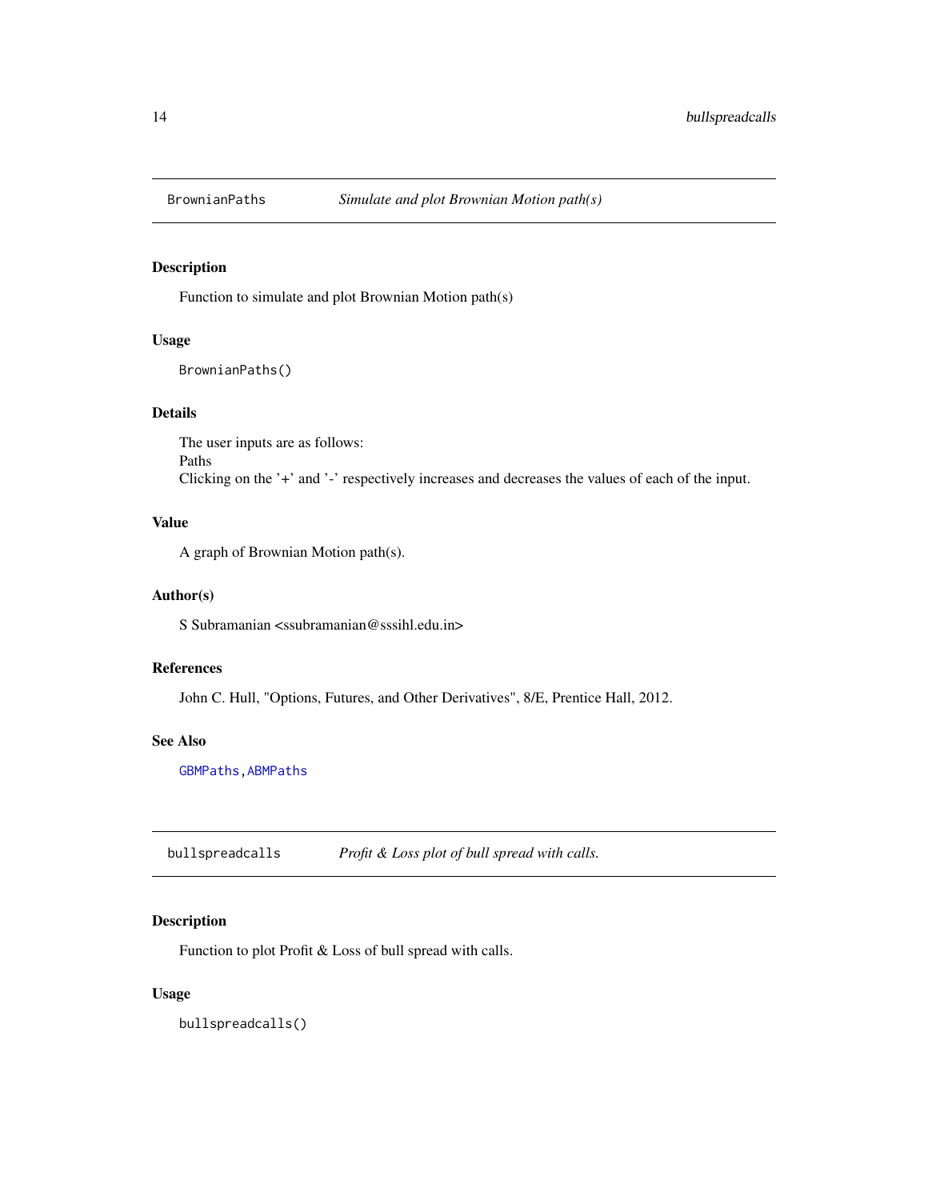## BrownianPaths — *Simulate and plot Brownian Motion path(s)*

### Description

Function to simulate and plot Brownian Motion path(s)

### Usage

```
BrownianPaths()
```

### Details

The user inputs are as follows:
Paths
Clicking on the '+' and '-' respectively increases and decreases the values of each of the input.

### Value

A graph of Brownian Motion path(s).

### Author(s)

S Subramanian <ssubramanian@sssihl.edu.in>

### References

John C. Hull, "Options, Futures, and Other Derivatives", 8/E, Prentice Hall, 2012.

### See Also

GBMPaths, ABMPaths

## bullspreadcalls — *Profit & Loss plot of bull spread with calls.*

### Description

Function to plot Profit & Loss of bull spread with calls.

### Usage

```
bullspreadcalls()
```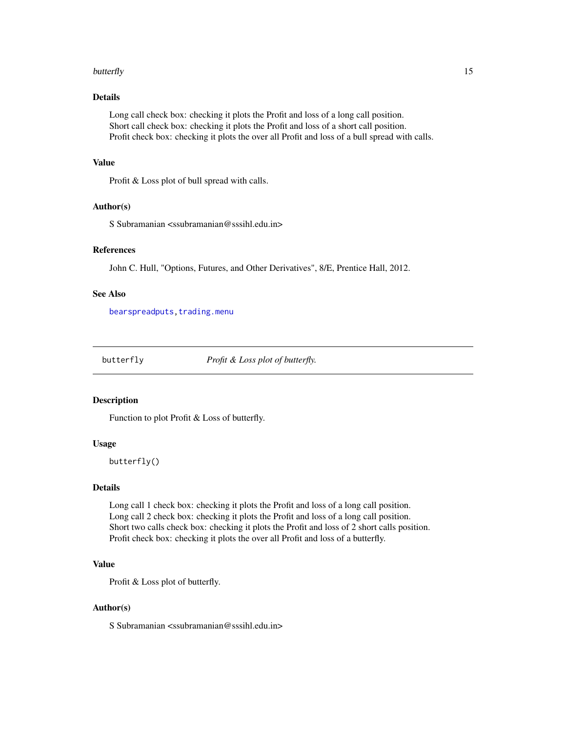### Details

Long call check box: checking it plots the Profit and loss of a long call position.
Short call check box: checking it plots the Profit and loss of a short call position.
Profit check box: checking it plots the over all Profit and loss of a bull spread with calls.

### Value

Profit & Loss plot of bull spread with calls.

### Author(s)

S Subramanian <ssubramanian@sssihl.edu.in>

### References

John C. Hull, "Options, Futures, and Other Derivatives", 8/E, Prentice Hall, 2012.

### See Also

bearspreadputs, trading.menu

---

## butterfly *Profit & Loss plot of butterfly.*

---

### Description

Function to plot Profit & Loss of butterfly.

### Usage

```
butterfly()
```

### Details

Long call 1 check box: checking it plots the Profit and loss of a long call position.
Long call 2 check box: checking it plots the Profit and loss of a long call position.
Short two calls check box: checking it plots the Profit and loss of 2 short calls position.
Profit check box: checking it plots the over all Profit and loss of a butterfly.

### Value

Profit & Loss plot of butterfly.

### Author(s)

S Subramanian <ssubramanian@sssihl.edu.in>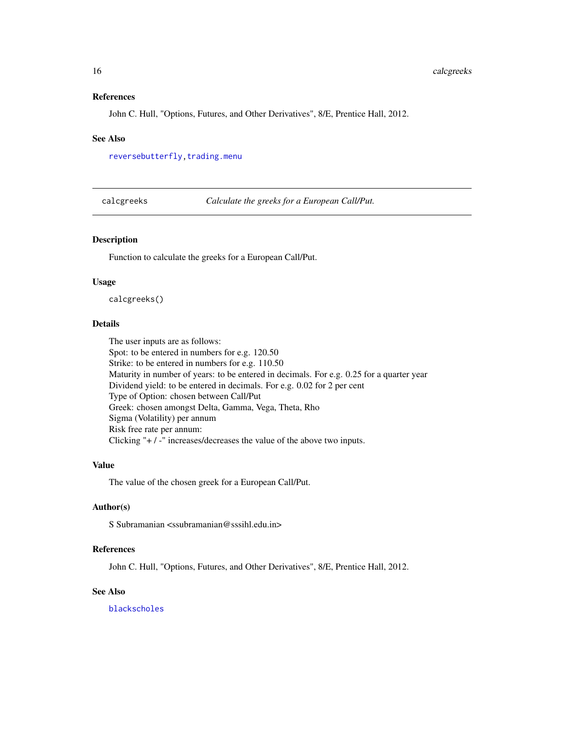### References

John C. Hull, "Options, Futures, and Other Derivatives", 8/E, Prentice Hall, 2012.

### See Also

reversebutterfly, trading.menu

---

## calcgreeks — *Calculate the greeks for a European Call/Put.*

### Description

Function to calculate the greeks for a European Call/Put.

### Usage

```
calcgreeks()
```

### Details

The user inputs are as follows:
Spot: to be entered in numbers for e.g. 120.50
Strike: to be entered in numbers for e.g. 110.50
Maturity in number of years: to be entered in decimals. For e.g. 0.25 for a quarter year
Dividend yield: to be entered in decimals. For e.g. 0.02 for 2 per cent
Type of Option: chosen between Call/Put
Greek: chosen amongst Delta, Gamma, Vega, Theta, Rho
Sigma (Volatility) per annum
Risk free rate per annum:
Clicking "+ / -" increases/decreases the value of the above two inputs.

### Value

The value of the chosen greek for a European Call/Put.

### Author(s)

S Subramanian <ssubramanian@sssihl.edu.in>

### References

John C. Hull, "Options, Futures, and Other Derivatives", 8/E, Prentice Hall, 2012.

### See Also

blackscholes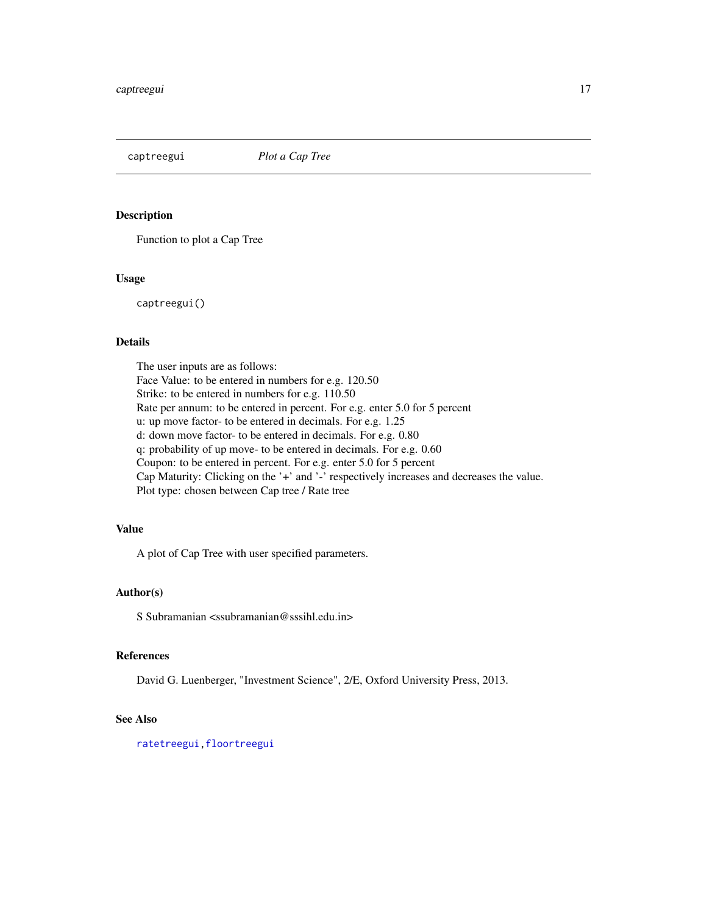# captreegui — *Plot a Cap Tree*

## Description

Function to plot a Cap Tree

## Usage

```
captreegui()
```

## Details

The user inputs are as follows:
Face Value: to be entered in numbers for e.g. 120.50
Strike: to be entered in numbers for e.g. 110.50
Rate per annum: to be entered in percent. For e.g. enter 5.0 for 5 percent
u: up move factor- to be entered in decimals. For e.g. 1.25
d: down move factor- to be entered in decimals. For e.g. 0.80
q: probability of up move- to be entered in decimals. For e.g. 0.60
Coupon: to be entered in percent. For e.g. enter 5.0 for 5 percent
Cap Maturity: Clicking on the '+' and '-' respectively increases and decreases the value.
Plot type: chosen between Cap tree / Rate tree

## Value

A plot of Cap Tree with user specified parameters.

## Author(s)

S Subramanian <ssubramanian@sssihl.edu.in>

## References

David G. Luenberger, "Investment Science", 2/E, Oxford University Press, 2013.

## See Also

ratetreegui, floortreegui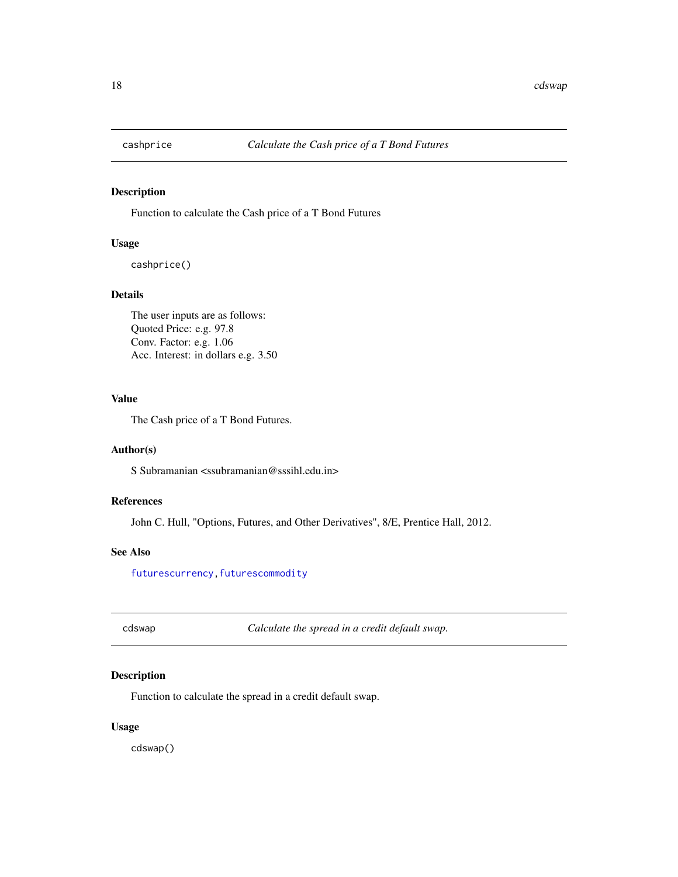## cashprice *Calculate the Cash price of a T Bond Futures*

### Description

Function to calculate the Cash price of a T Bond Futures

### Usage

```
cashprice()
```

### Details

The user inputs are as follows:
Quoted Price: e.g. 97.8
Conv. Factor: e.g. 1.06
Acc. Interest: in dollars e.g. 3.50

### Value

The Cash price of a T Bond Futures.

### Author(s)

S Subramanian <ssubramanian@sssihl.edu.in>

### References

John C. Hull, "Options, Futures, and Other Derivatives", 8/E, Prentice Hall, 2012.

### See Also

`futurescurrency`, `futurescommodity`

## cdswap *Calculate the spread in a credit default swap.*

### Description

Function to calculate the spread in a credit default swap.

### Usage

```
cdswap()
```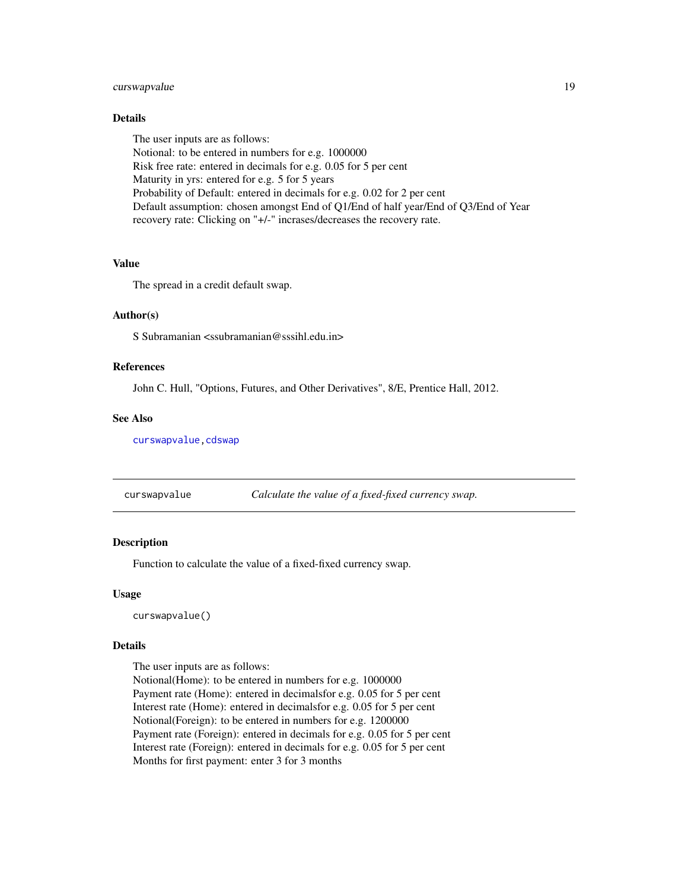### Details

The user inputs are as follows:
Notional: to be entered in numbers for e.g. 1000000
Risk free rate: entered in decimals for e.g. 0.05 for 5 per cent
Maturity in yrs: entered for e.g. 5 for 5 years
Probability of Default: entered in decimals for e.g. 0.02 for 2 per cent
Default assumption: chosen amongst End of Q1/End of half year/End of Q3/End of Year
recovery rate: Clicking on "+/-" incrases/decreases the recovery rate.

### Value

The spread in a credit default swap.

### Author(s)

S Subramanian <ssubramanian@sssihl.edu.in>

### References

John C. Hull, "Options, Futures, and Other Derivatives", 8/E, Prentice Hall, 2012.

### See Also

curswapvalue, cdswap

---

## curswapvalue — *Calculate the value of a fixed-fixed currency swap.*

---

### Description

Function to calculate the value of a fixed-fixed currency swap.

### Usage

```
curswapvalue()
```

### Details

The user inputs are as follows:
Notional(Home): to be entered in numbers for e.g. 1000000
Payment rate (Home): entered in decimalsfor e.g. 0.05 for 5 per cent
Interest rate (Home): entered in decimalsfor e.g. 0.05 for 5 per cent
Notional(Foreign): to be entered in numbers for e.g. 1200000
Payment rate (Foreign): entered in decimals for e.g. 0.05 for 5 per cent
Interest rate (Foreign): entered in decimals for e.g. 0.05 for 5 per cent
Months for first payment: enter 3 for 3 months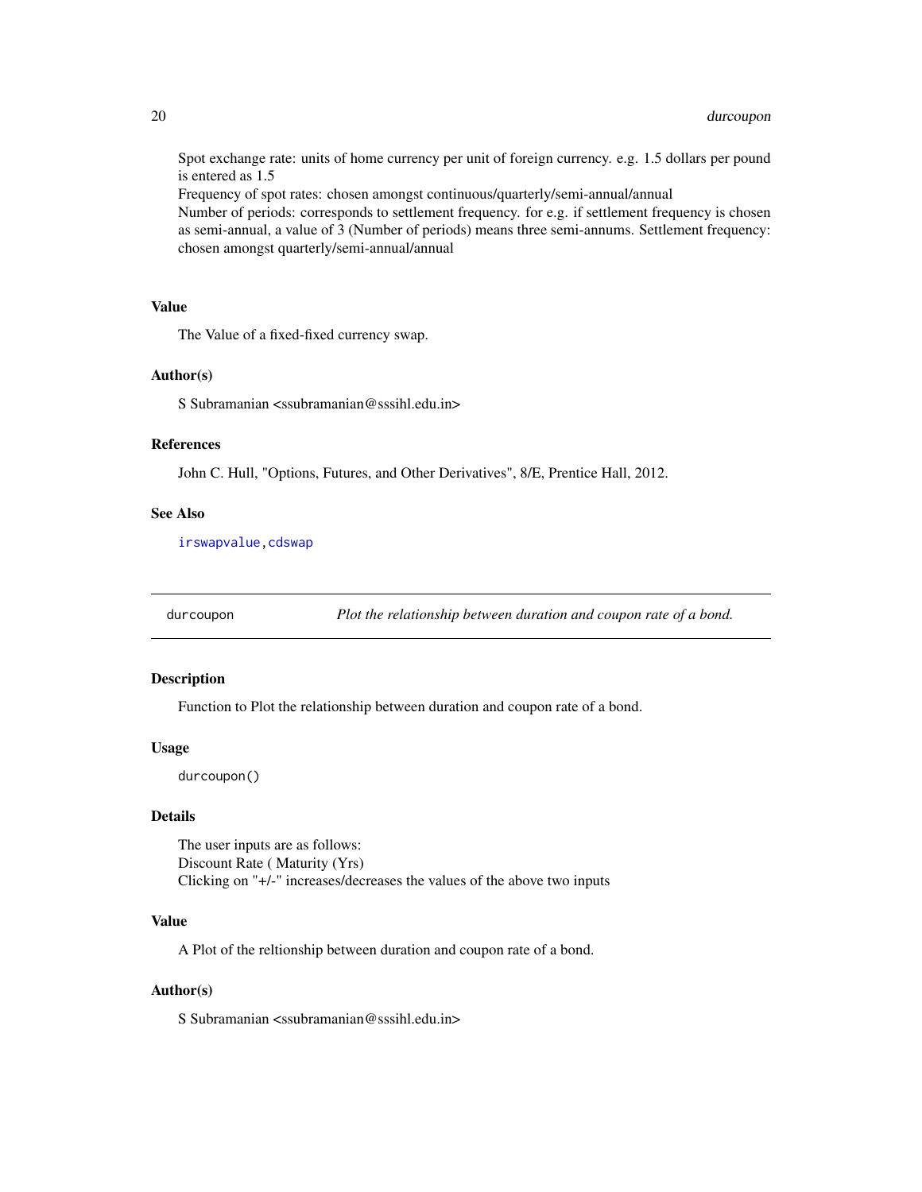Spot exchange rate: units of home currency per unit of foreign currency. e.g. 1.5 dollars per pound is entered as 1.5
Frequency of spot rates: chosen amongst continuous/quarterly/semi-annual/annual
Number of periods: corresponds to settlement frequency. for e.g. if settlement frequency is chosen as semi-annual, a value of 3 (Number of periods) means three semi-annums. Settlement frequency: chosen amongst quarterly/semi-annual/annual

### Value

The Value of a fixed-fixed currency swap.

### Author(s)

S Subramanian <ssubramanian@sssihl.edu.in>

### References

John C. Hull, "Options, Futures, and Other Derivatives", 8/E, Prentice Hall, 2012.

### See Also

irswapvalue, cdswap

---

## durcoupon — *Plot the relationship between duration and coupon rate of a bond.*

### Description

Function to Plot the relationship between duration and coupon rate of a bond.

### Usage

```
durcoupon()
```

### Details

The user inputs are as follows:
Discount Rate ( Maturity (Yrs)
Clicking on "+/-" increases/decreases the values of the above two inputs

### Value

A Plot of the reltionship between duration and coupon rate of a bond.

### Author(s)

S Subramanian <ssubramanian@sssihl.edu.in>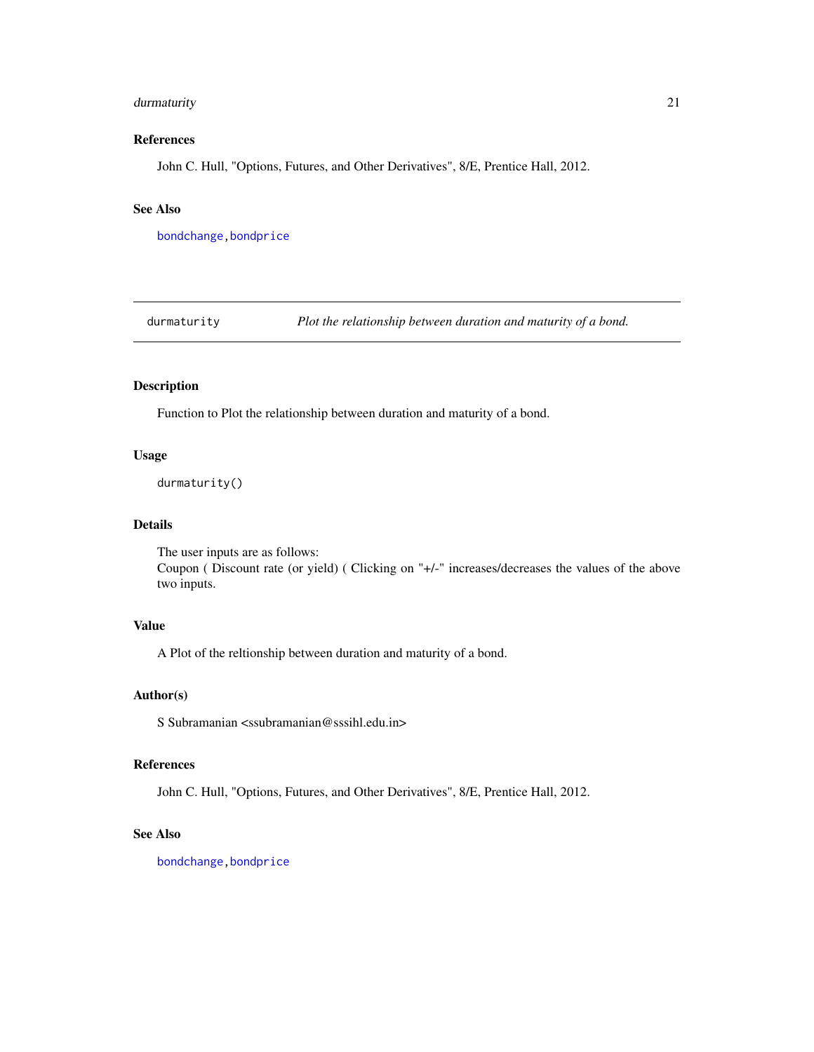## References

John C. Hull, "Options, Futures, and Other Derivatives", 8/E, Prentice Hall, 2012.

## See Also

bondchange, bondprice

---

# durmaturity — *Plot the relationship between duration and maturity of a bond.*

---

## Description

Function to Plot the relationship between duration and maturity of a bond.

## Usage

```
durmaturity()
```

## Details

The user inputs are as follows:
Coupon ( Discount rate (or yield) ( Clicking on "+/-" increases/decreases the values of the above two inputs.

## Value

A Plot of the reltionship between duration and maturity of a bond.

## Author(s)

S Subramanian <ssubramanian@sssihl.edu.in>

## References

John C. Hull, "Options, Futures, and Other Derivatives", 8/E, Prentice Hall, 2012.

## See Also

bondchange, bondprice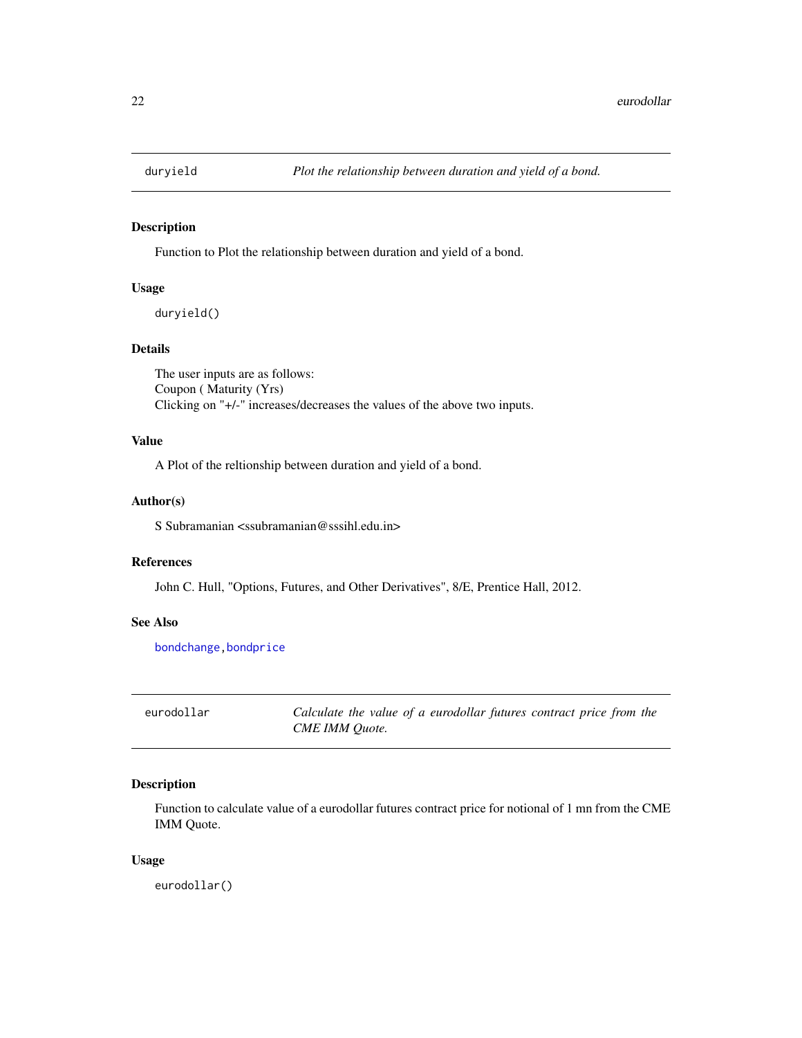## duryield — *Plot the relationship between duration and yield of a bond.*

### Description

Function to Plot the relationship between duration and yield of a bond.

### Usage

```
duryield()
```

### Details

The user inputs are as follows:
Coupon ( Maturity (Yrs)
Clicking on "+/-" increases/decreases the values of the above two inputs.

### Value

A Plot of the reltionship between duration and yield of a bond.

### Author(s)

S Subramanian <ssubramanian@sssihl.edu.in>

### References

John C. Hull, "Options, Futures, and Other Derivatives", 8/E, Prentice Hall, 2012.

### See Also

bondchange, bondprice

## eurodollar — *Calculate the value of a eurodollar futures contract price from the CME IMM Quote.*

### Description

Function to calculate value of a eurodollar futures contract price for notional of 1 mn from the CME IMM Quote.

### Usage

```
eurodollar()
```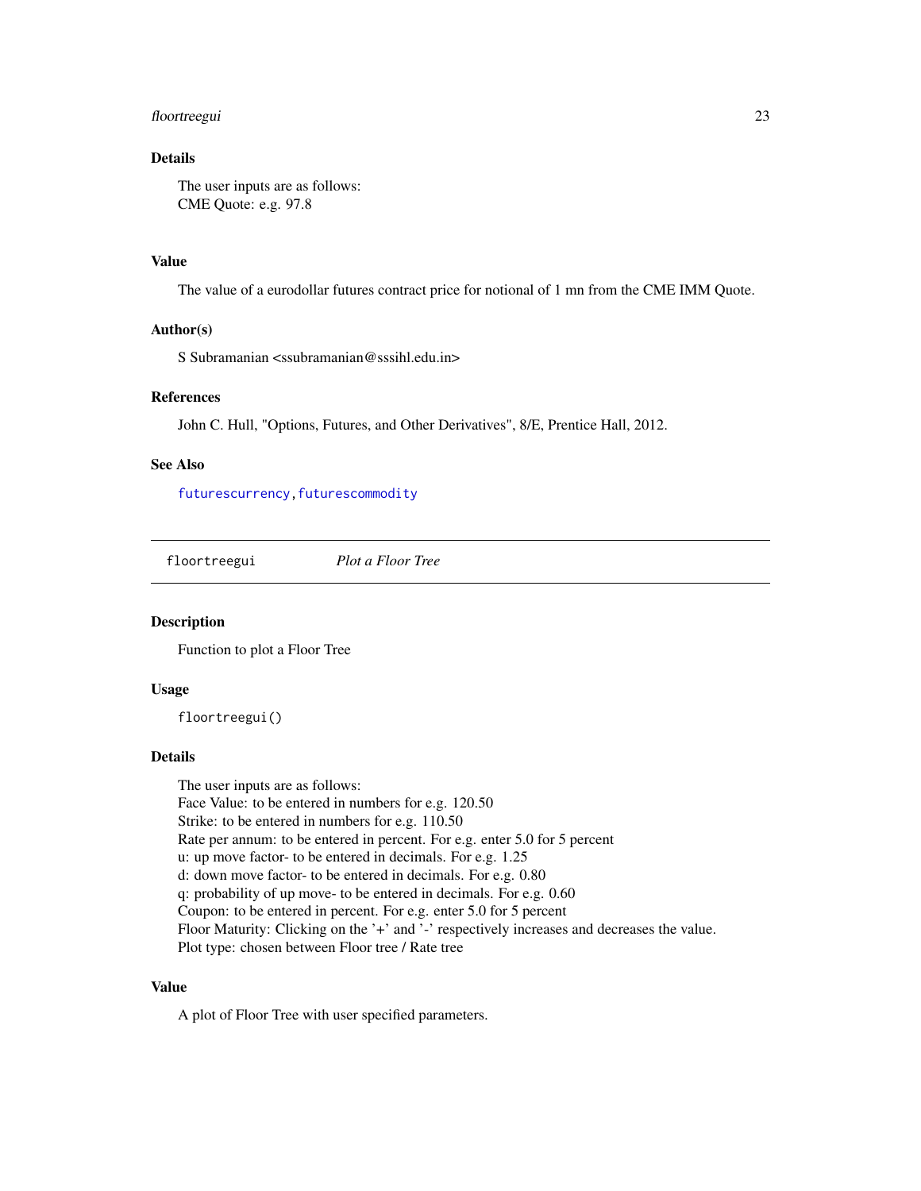### Details

The user inputs are as follows:
CME Quote: e.g. 97.8

### Value

The value of a eurodollar futures contract price for notional of 1 mn from the CME IMM Quote.

### Author(s)

S Subramanian <ssubramanian@sssihl.edu.in>

### References

John C. Hull, "Options, Futures, and Other Derivatives", 8/E, Prentice Hall, 2012.

### See Also

futurescurrency, futurescommodity

---

## floortreegui *Plot a Floor Tree*

---

### Description

Function to plot a Floor Tree

### Usage

```
floortreegui()
```

### Details

The user inputs are as follows:
Face Value: to be entered in numbers for e.g. 120.50
Strike: to be entered in numbers for e.g. 110.50
Rate per annum: to be entered in percent. For e.g. enter 5.0 for 5 percent
u: up move factor- to be entered in decimals. For e.g. 1.25
d: down move factor- to be entered in decimals. For e.g. 0.80
q: probability of up move- to be entered in decimals. For e.g. 0.60
Coupon: to be entered in percent. For e.g. enter 5.0 for 5 percent
Floor Maturity: Clicking on the '+' and '-' respectively increases and decreases the value.
Plot type: chosen between Floor tree / Rate tree

### Value

A plot of Floor Tree with user specified parameters.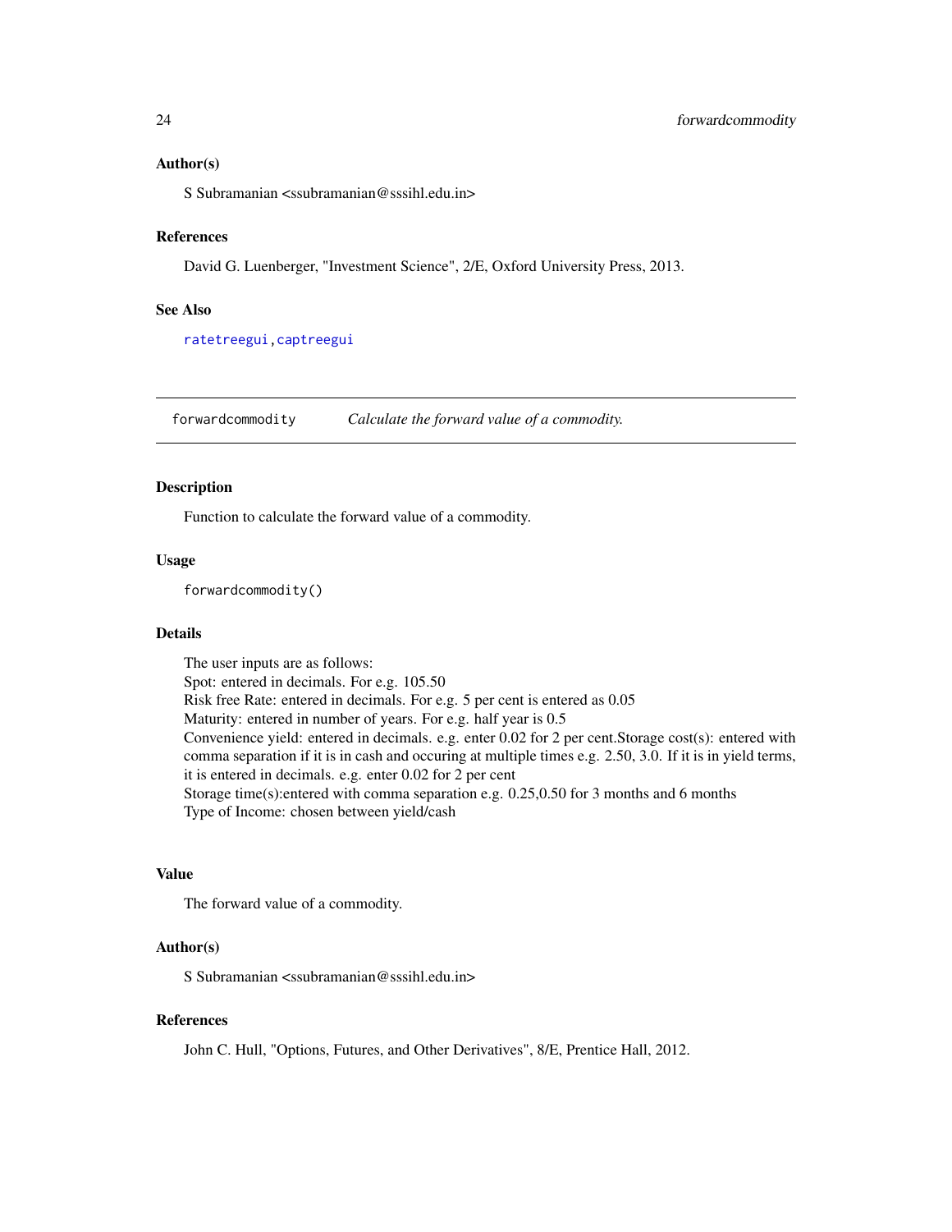### Author(s)

S Subramanian <ssubramanian@sssihl.edu.in>

### References

David G. Luenberger, "Investment Science", 2/E, Oxford University Press, 2013.

### See Also

ratetreegui,captreegui

---

## forwardcommodity    *Calculate the forward value of a commodity.*

---

### Description

Function to calculate the forward value of a commodity.

### Usage

```
forwardcommodity()
```

### Details

The user inputs are as follows:
Spot: entered in decimals. For e.g. 105.50
Risk free Rate: entered in decimals. For e.g. 5 per cent is entered as 0.05
Maturity: entered in number of years. For e.g. half year is 0.5
Convenience yield: entered in decimals. e.g. enter 0.02 for 2 per cent.Storage cost(s): entered with comma separation if it is in cash and occuring at multiple times e.g. 2.50, 3.0. If it is in yield terms, it is entered in decimals. e.g. enter 0.02 for 2 per cent
Storage time(s):entered with comma separation e.g. 0.25,0.50 for 3 months and 6 months
Type of Income: chosen between yield/cash

### Value

The forward value of a commodity.

### Author(s)

S Subramanian <ssubramanian@sssihl.edu.in>

### References

John C. Hull, "Options, Futures, and Other Derivatives", 8/E, Prentice Hall, 2012.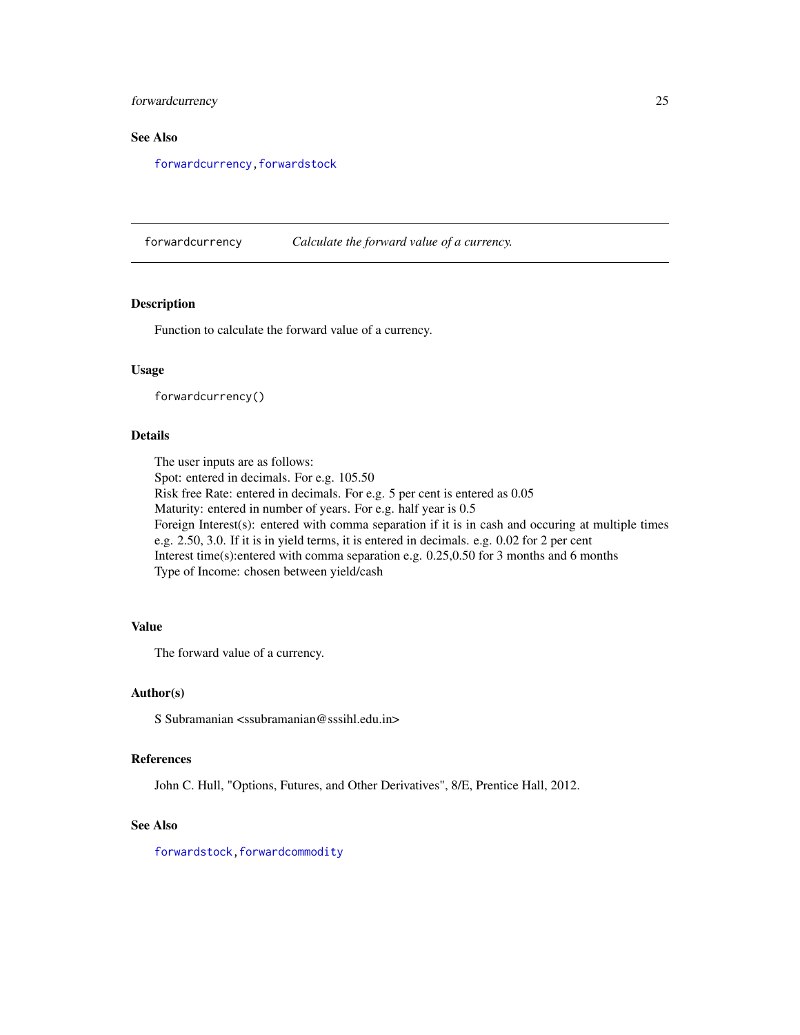### See Also

forwardcurrency, forwardstock

---

## forwardcurrency *Calculate the forward value of a currency.*

---

### Description

Function to calculate the forward value of a currency.

### Usage

```
forwardcurrency()
```

### Details

The user inputs are as follows:
Spot: entered in decimals. For e.g. 105.50
Risk free Rate: entered in decimals. For e.g. 5 per cent is entered as 0.05
Maturity: entered in number of years. For e.g. half year is 0.5
Foreign Interest(s): entered with comma separation if it is in cash and occuring at multiple times e.g. 2.50, 3.0. If it is in yield terms, it is entered in decimals. e.g. 0.02 for 2 per cent
Interest time(s):entered with comma separation e.g. 0.25,0.50 for 3 months and 6 months
Type of Income: chosen between yield/cash

### Value

The forward value of a currency.

### Author(s)

S Subramanian <ssubramanian@sssihl.edu.in>

### References

John C. Hull, "Options, Futures, and Other Derivatives", 8/E, Prentice Hall, 2012.

### See Also

forwardstock, forwardcommodity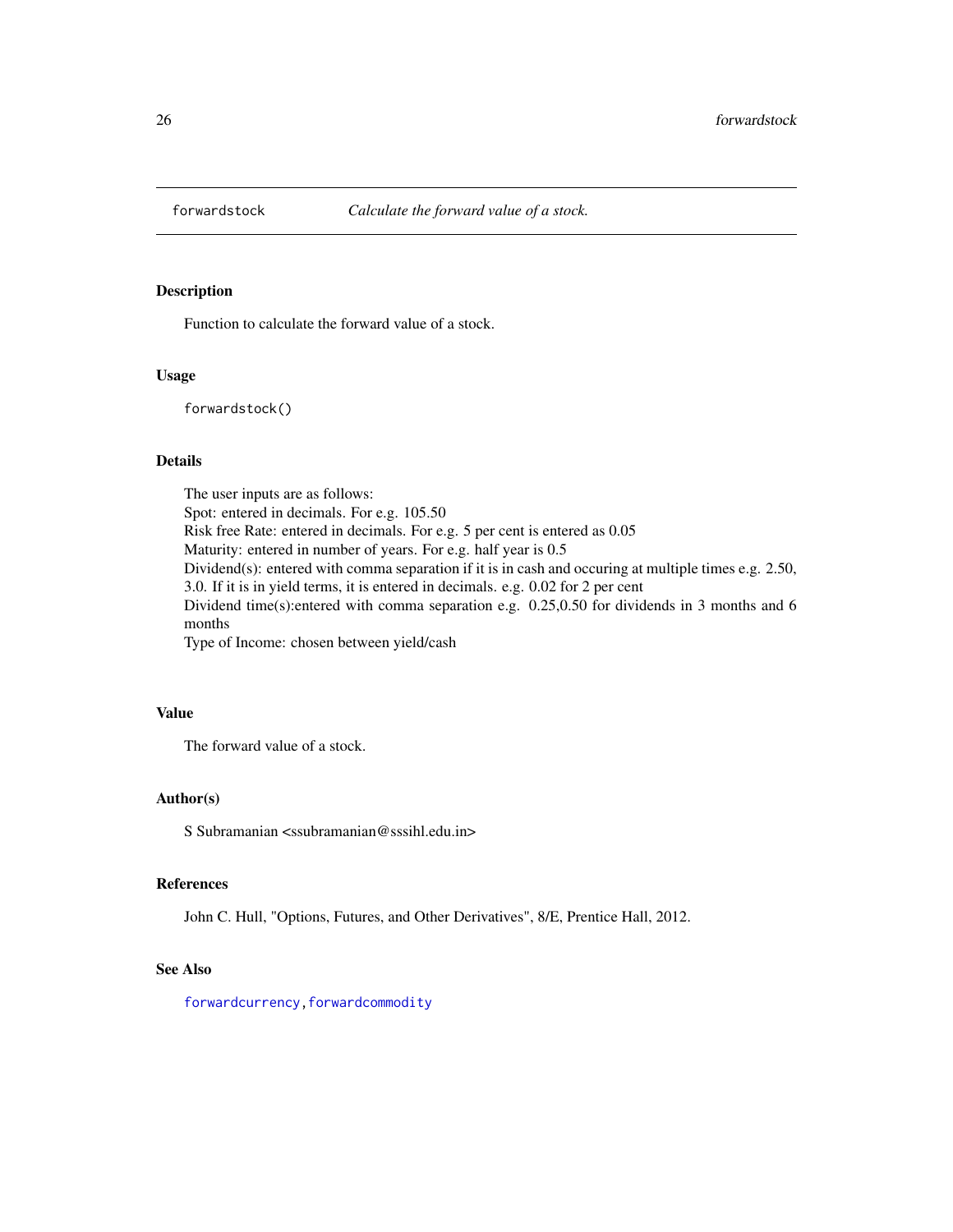# forwardstock — *Calculate the forward value of a stock.*

## Description

Function to calculate the forward value of a stock.

## Usage

```
forwardstock()
```

## Details

The user inputs are as follows:
Spot: entered in decimals. For e.g. 105.50
Risk free Rate: entered in decimals. For e.g. 5 per cent is entered as 0.05
Maturity: entered in number of years. For e.g. half year is 0.5
Dividend(s): entered with comma separation if it is in cash and occuring at multiple times e.g. 2.50, 3.0. If it is in yield terms, it is entered in decimals. e.g. 0.02 for 2 per cent
Dividend time(s):entered with comma separation e.g. 0.25,0.50 for dividends in 3 months and 6 months
Type of Income: chosen between yield/cash

## Value

The forward value of a stock.

## Author(s)

S Subramanian <ssubramanian@sssihl.edu.in>

## References

John C. Hull, "Options, Futures, and Other Derivatives", 8/E, Prentice Hall, 2012.

## See Also

forwardcurrency, forwardcommodity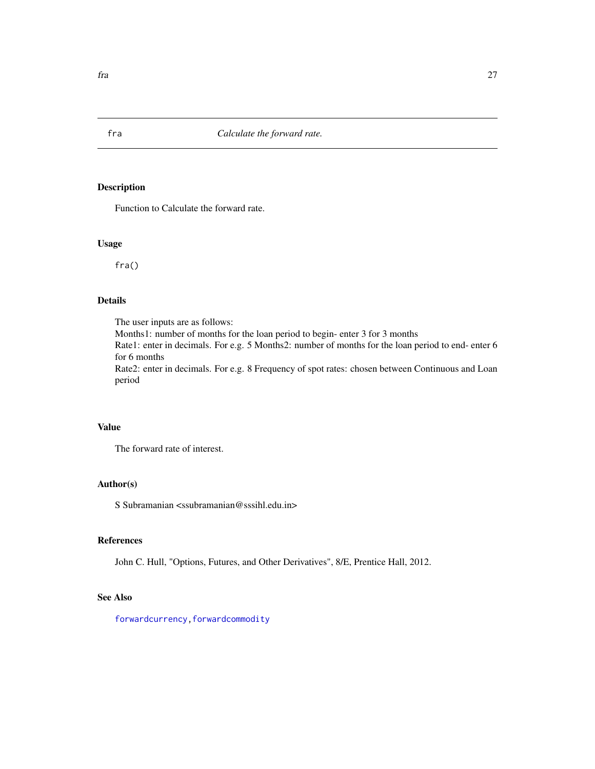# fra — *Calculate the forward rate.*

## Description

Function to Calculate the forward rate.

## Usage

```
fra()
```

## Details

The user inputs are as follows:
Months1: number of months for the loan period to begin- enter 3 for 3 months
Rate1: enter in decimals. For e.g. 5 Months2: number of months for the loan period to end- enter 6 for 6 months
Rate2: enter in decimals. For e.g. 8 Frequency of spot rates: chosen between Continuous and Loan period

## Value

The forward rate of interest.

## Author(s)

S Subramanian <ssubramanian@sssihl.edu.in>

## References

John C. Hull, "Options, Futures, and Other Derivatives", 8/E, Prentice Hall, 2012.

## See Also

forwardcurrency, forwardcommodity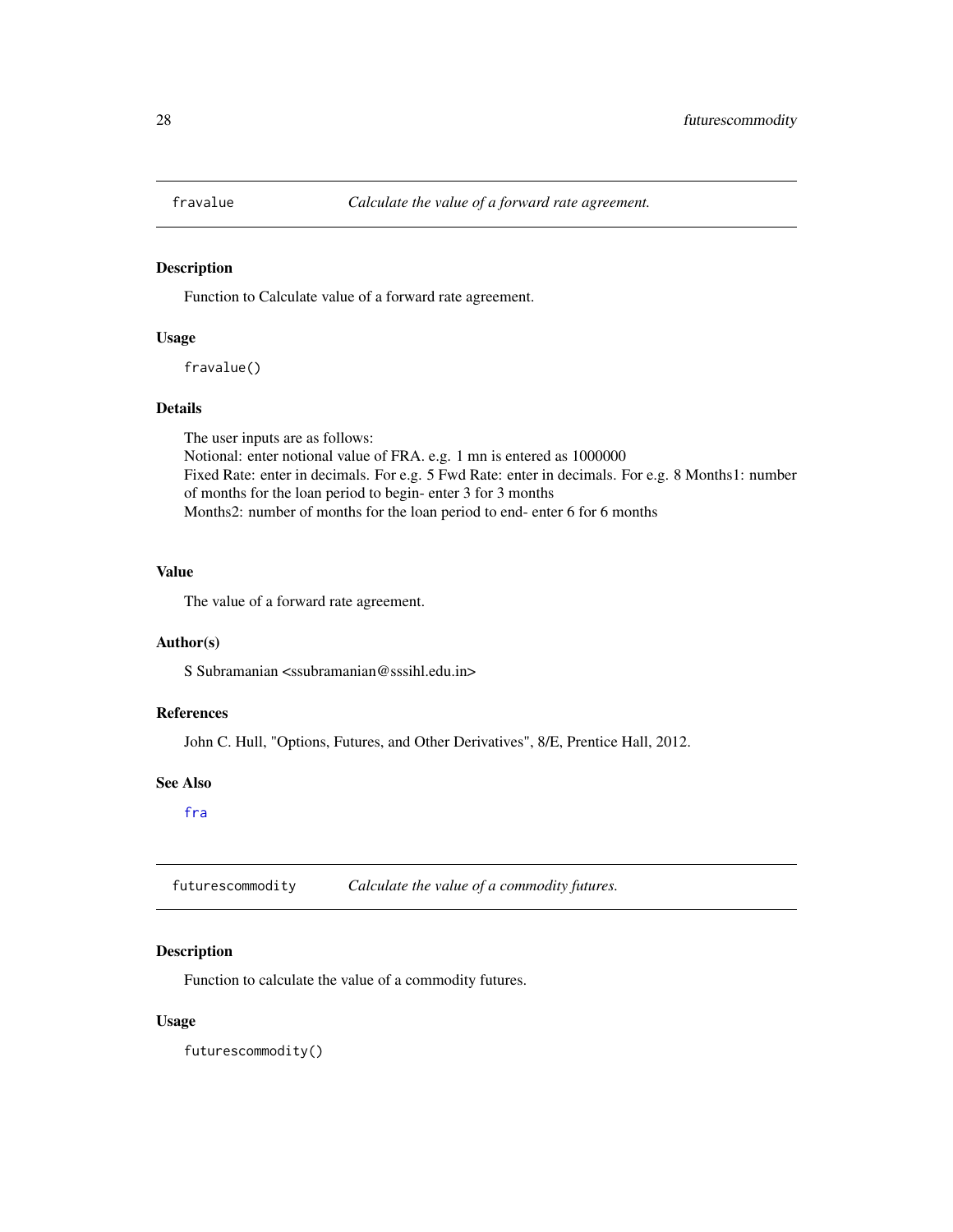## fravalue — *Calculate the value of a forward rate agreement.*

### Description

Function to Calculate value of a forward rate agreement.

### Usage

```
fravalue()
```

### Details

The user inputs are as follows:
Notional: enter notional value of FRA. e.g. 1 mn is entered as 1000000
Fixed Rate: enter in decimals. For e.g. 5 Fwd Rate: enter in decimals. For e.g. 8 Months1: number of months for the loan period to begin- enter 3 for 3 months
Months2: number of months for the loan period to end- enter 6 for 6 months

### Value

The value of a forward rate agreement.

### Author(s)

S Subramanian <ssubramanian@sssihl.edu.in>

### References

John C. Hull, "Options, Futures, and Other Derivatives", 8/E, Prentice Hall, 2012.

### See Also

fra

## futurescommodity — *Calculate the value of a commodity futures.*

### Description

Function to calculate the value of a commodity futures.

### Usage

```
futurescommodity()
```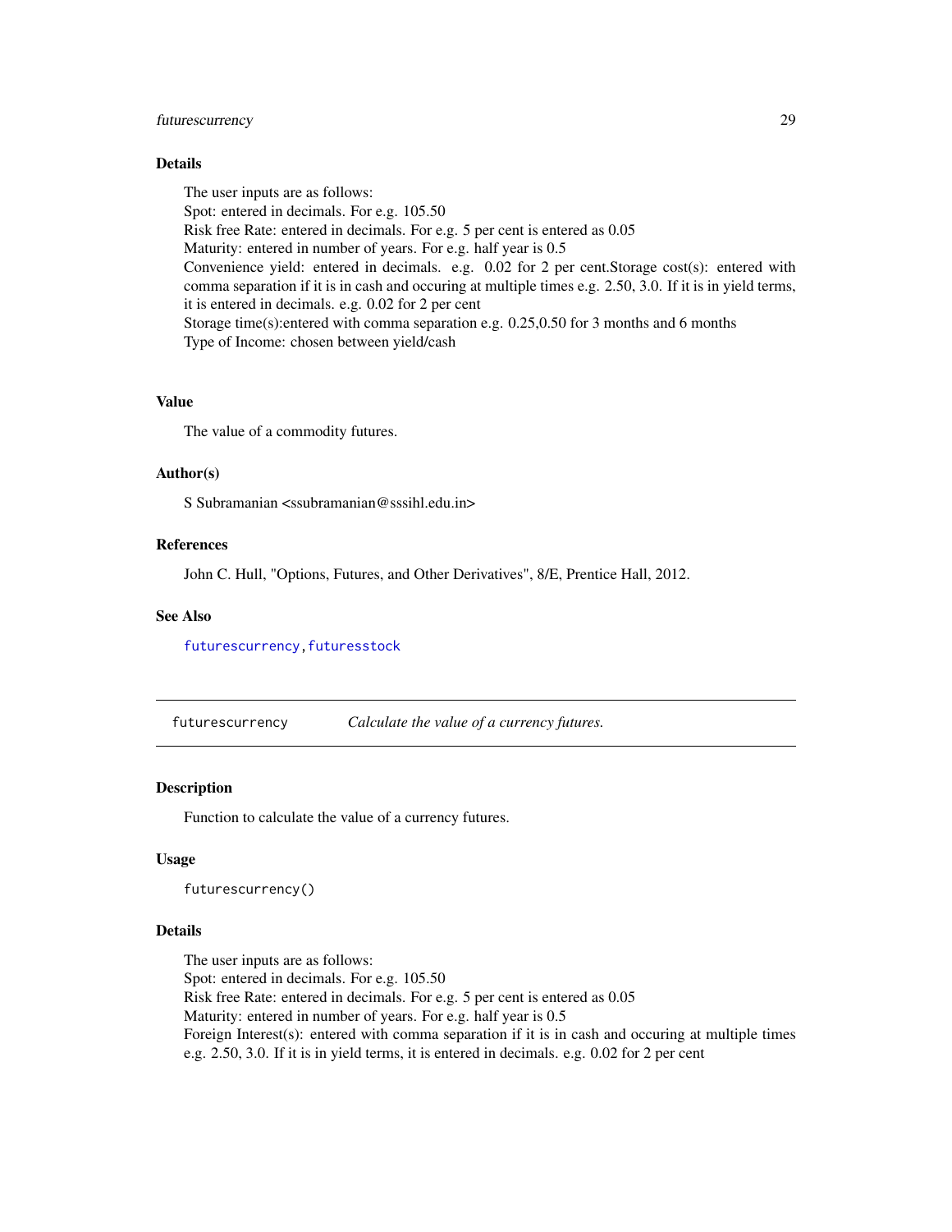### Details

The user inputs are as follows:
Spot: entered in decimals. For e.g. 105.50
Risk free Rate: entered in decimals. For e.g. 5 per cent is entered as 0.05
Maturity: entered in number of years. For e.g. half year is 0.5
Convenience yield: entered in decimals. e.g. 0.02 for 2 per cent.Storage cost(s): entered with comma separation if it is in cash and occuring at multiple times e.g. 2.50, 3.0. If it is in yield terms, it is entered in decimals. e.g. 0.02 for 2 per cent
Storage time(s):entered with comma separation e.g. 0.25,0.50 for 3 months and 6 months
Type of Income: chosen between yield/cash

### Value

The value of a commodity futures.

### Author(s)

S Subramanian <ssubramanian@sssihl.edu.in>

### References

John C. Hull, "Options, Futures, and Other Derivatives", 8/E, Prentice Hall, 2012.

### See Also

futurescurrency, futuresstock

---

## futurescurrency — *Calculate the value of a currency futures.*

---

### Description

Function to calculate the value of a currency futures.

### Usage

```
futurescurrency()
```

### Details

The user inputs are as follows:
Spot: entered in decimals. For e.g. 105.50
Risk free Rate: entered in decimals. For e.g. 5 per cent is entered as 0.05
Maturity: entered in number of years. For e.g. half year is 0.5
Foreign Interest(s): entered with comma separation if it is in cash and occuring at multiple times e.g. 2.50, 3.0. If it is in yield terms, it is entered in decimals. e.g. 0.02 for 2 per cent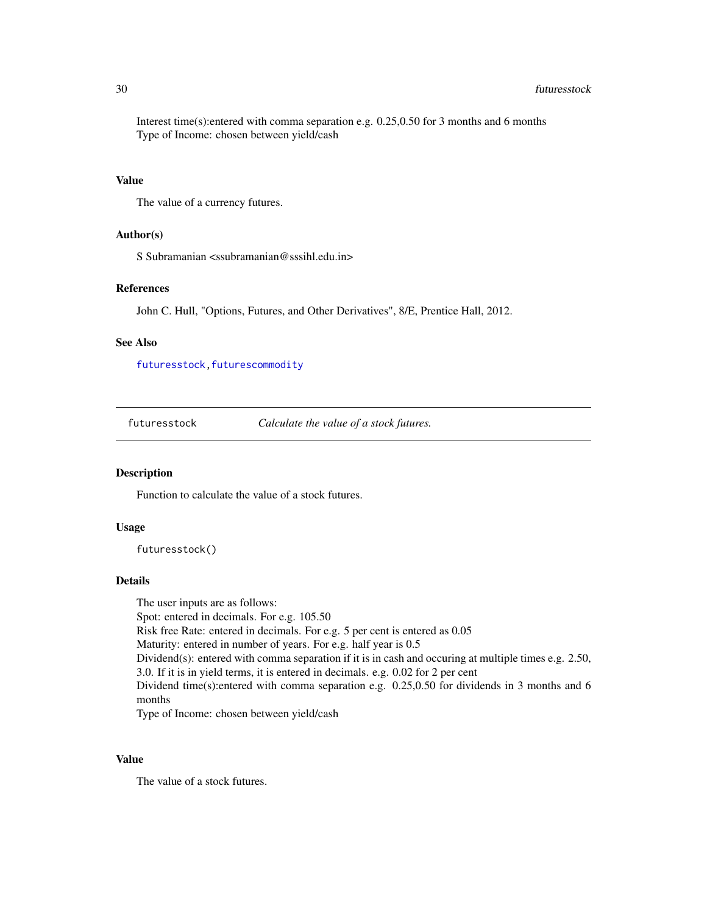Interest time(s):entered with comma separation e.g. 0.25,0.50 for 3 months and 6 months
Type of Income: chosen between yield/cash

### Value

The value of a currency futures.

### Author(s)

S Subramanian <ssubramanian@sssihl.edu.in>

### References

John C. Hull, "Options, Futures, and Other Derivatives", 8/E, Prentice Hall, 2012.

### See Also

futuresstock, futurescommodity

---

## futuresstock — *Calculate the value of a stock futures.*

---

### Description

Function to calculate the value of a stock futures.

### Usage

```
futuresstock()
```

### Details

The user inputs are as follows:
Spot: entered in decimals. For e.g. 105.50
Risk free Rate: entered in decimals. For e.g. 5 per cent is entered as 0.05
Maturity: entered in number of years. For e.g. half year is 0.5
Dividend(s): entered with comma separation if it is in cash and occuring at multiple times e.g. 2.50, 3.0. If it is in yield terms, it is entered in decimals. e.g. 0.02 for 2 per cent
Dividend time(s):entered with comma separation e.g. 0.25,0.50 for dividends in 3 months and 6 months
Type of Income: chosen between yield/cash

### Value

The value of a stock futures.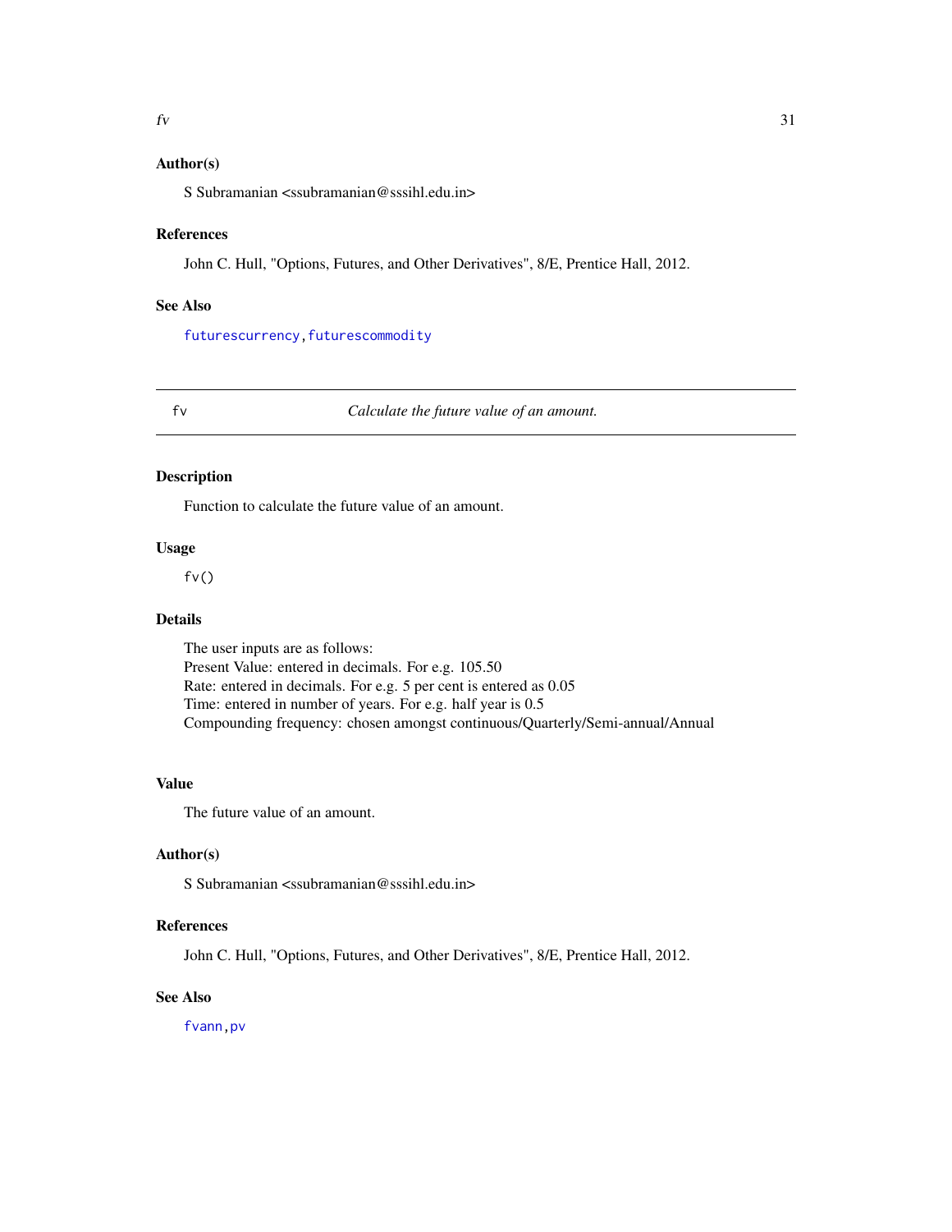### Author(s)

S Subramanian <ssubramanian@sssihl.edu.in>

### References

John C. Hull, "Options, Futures, and Other Derivatives", 8/E, Prentice Hall, 2012.

### See Also

`futurescurrency`, `futurescommodity`

---

## fv — *Calculate the future value of an amount.*

---

### Description

Function to calculate the future value of an amount.

### Usage

```
fv()
```

### Details

The user inputs are as follows:
Present Value: entered in decimals. For e.g. 105.50
Rate: entered in decimals. For e.g. 5 per cent is entered as 0.05
Time: entered in number of years. For e.g. half year is 0.5
Compounding frequency: chosen amongst continuous/Quarterly/Semi-annual/Annual

### Value

The future value of an amount.

### Author(s)

S Subramanian <ssubramanian@sssihl.edu.in>

### References

John C. Hull, "Options, Futures, and Other Derivatives", 8/E, Prentice Hall, 2012.

### See Also

`fvann`, `pv`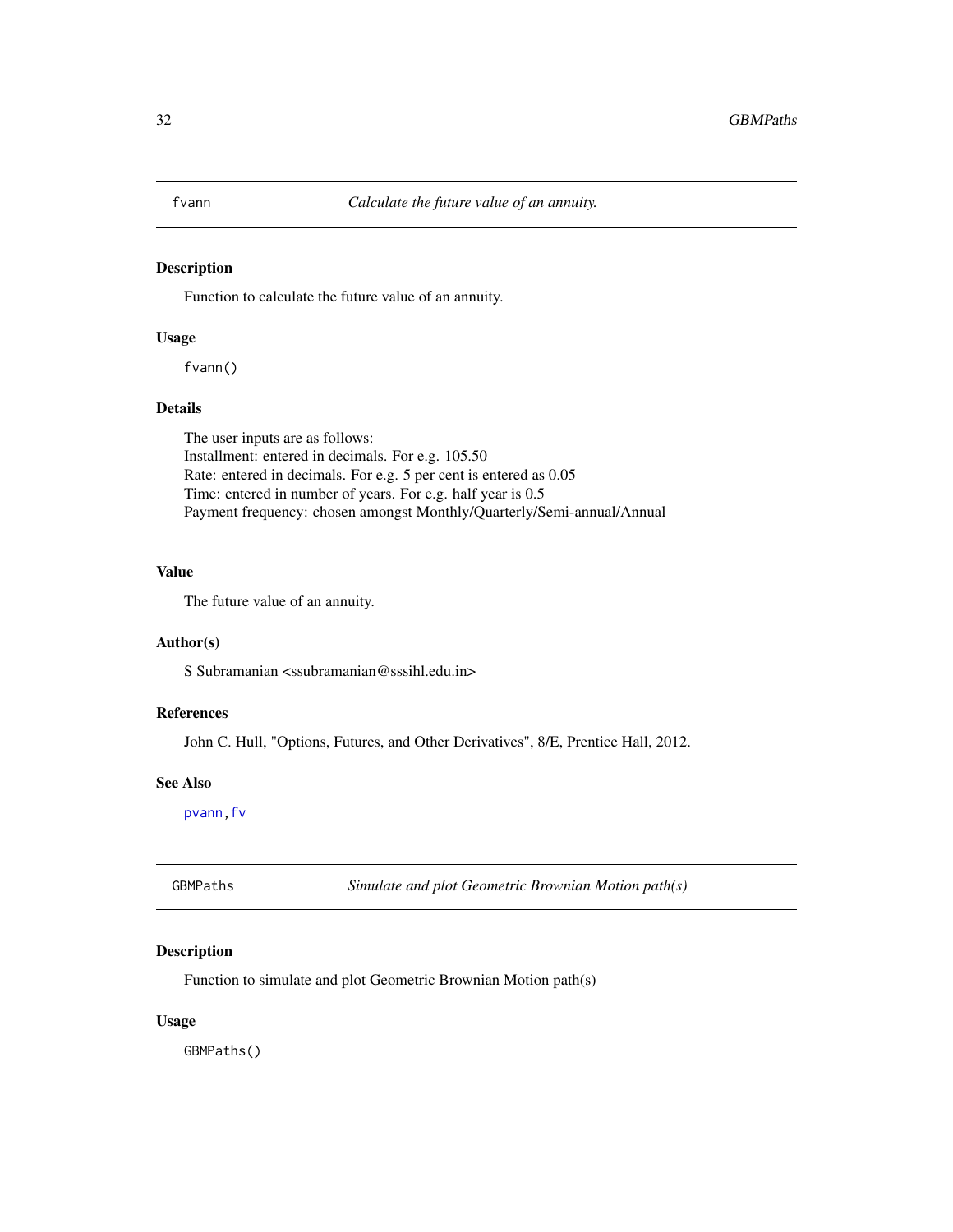## fvann — *Calculate the future value of an annuity.*

### Description

Function to calculate the future value of an annuity.

### Usage

```
fvann()
```

### Details

The user inputs are as follows:
Installment: entered in decimals. For e.g. 105.50
Rate: entered in decimals. For e.g. 5 per cent is entered as 0.05
Time: entered in number of years. For e.g. half year is 0.5
Payment frequency: chosen amongst Monthly/Quarterly/Semi-annual/Annual

### Value

The future value of an annuity.

### Author(s)

S Subramanian <ssubramanian@sssihl.edu.in>

### References

John C. Hull, "Options, Futures, and Other Derivatives", 8/E, Prentice Hall, 2012.

### See Also

pvann, fv

## GBMPaths — *Simulate and plot Geometric Brownian Motion path(s)*

### Description

Function to simulate and plot Geometric Brownian Motion path(s)

### Usage

```
GBMPaths()
```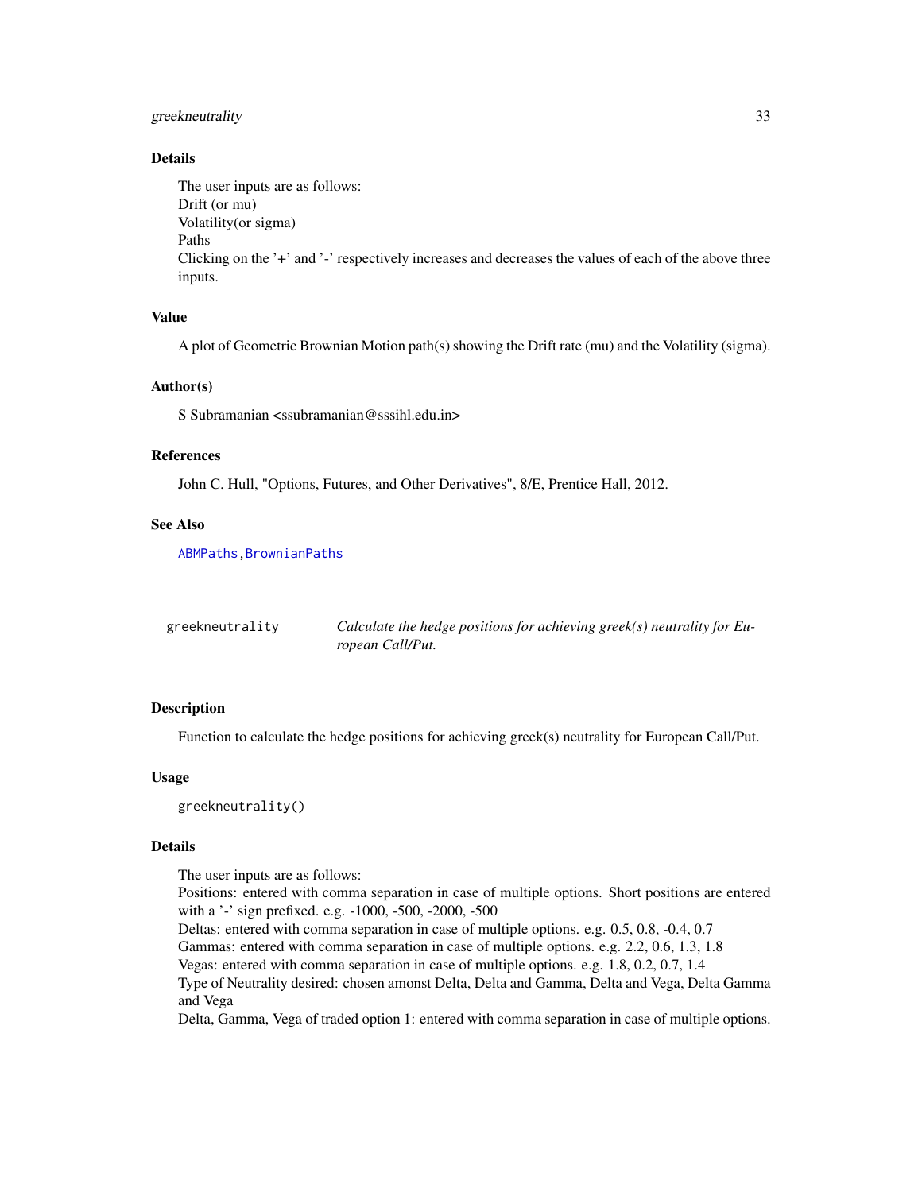### Details

The user inputs are as follows:
Drift (or mu)
Volatility(or sigma)
Paths
Clicking on the '+' and '-' respectively increases and decreases the values of each of the above three inputs.

### Value

A plot of Geometric Brownian Motion path(s) showing the Drift rate (mu) and the Volatility (sigma).

### Author(s)

S Subramanian <ssubramanian@sssihl.edu.in>

### References

John C. Hull, "Options, Futures, and Other Derivatives", 8/E, Prentice Hall, 2012.

### See Also

ABMPaths,BrownianPaths

---

## greekneutrality — *Calculate the hedge positions for achieving greek(s) neutrality for European Call/Put.*

### Description

Function to calculate the hedge positions for achieving greek(s) neutrality for European Call/Put.

### Usage

```
greekneutrality()
```

### Details

The user inputs are as follows:
Positions: entered with comma separation in case of multiple options. Short positions are entered with a '-' sign prefixed. e.g. -1000, -500, -2000, -500
Deltas: entered with comma separation in case of multiple options. e.g. 0.5, 0.8, -0.4, 0.7
Gammas: entered with comma separation in case of multiple options. e.g. 2.2, 0.6, 1.3, 1.8
Vegas: entered with comma separation in case of multiple options. e.g. 1.8, 0.2, 0.7, 1.4
Type of Neutrality desired: chosen amonst Delta, Delta and Gamma, Delta and Vega, Delta Gamma and Vega
Delta, Gamma, Vega of traded option 1: entered with comma separation in case of multiple options.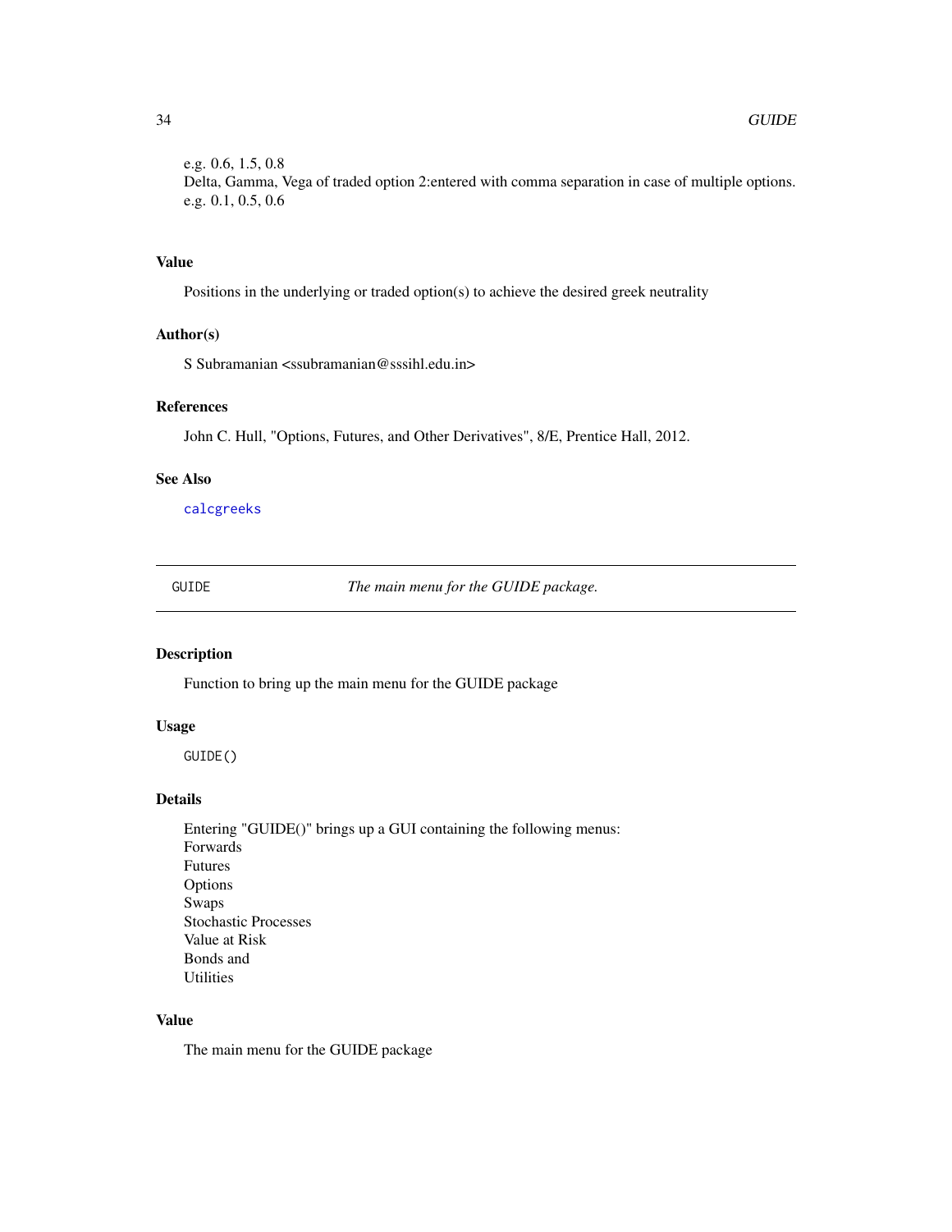e.g. 0.6, 1.5, 0.8
Delta, Gamma, Vega of traded option 2:entered with comma separation in case of multiple options.
e.g. 0.1, 0.5, 0.6

### Value

Positions in the underlying or traded option(s) to achieve the desired greek neutrality

### Author(s)

S Subramanian <ssubramanian@sssihl.edu.in>

### References

John C. Hull, "Options, Futures, and Other Derivatives", 8/E, Prentice Hall, 2012.

### See Also

calcgreeks

---

## GUIDE *The main menu for the GUIDE package.*

---

### Description

Function to bring up the main menu for the GUIDE package

### Usage

```
GUIDE()
```

### Details

Entering "GUIDE()" brings up a GUI containing the following menus:
Forwards
Futures
Options
Swaps
Stochastic Processes
Value at Risk
Bonds and
Utilities

### Value

The main menu for the GUIDE package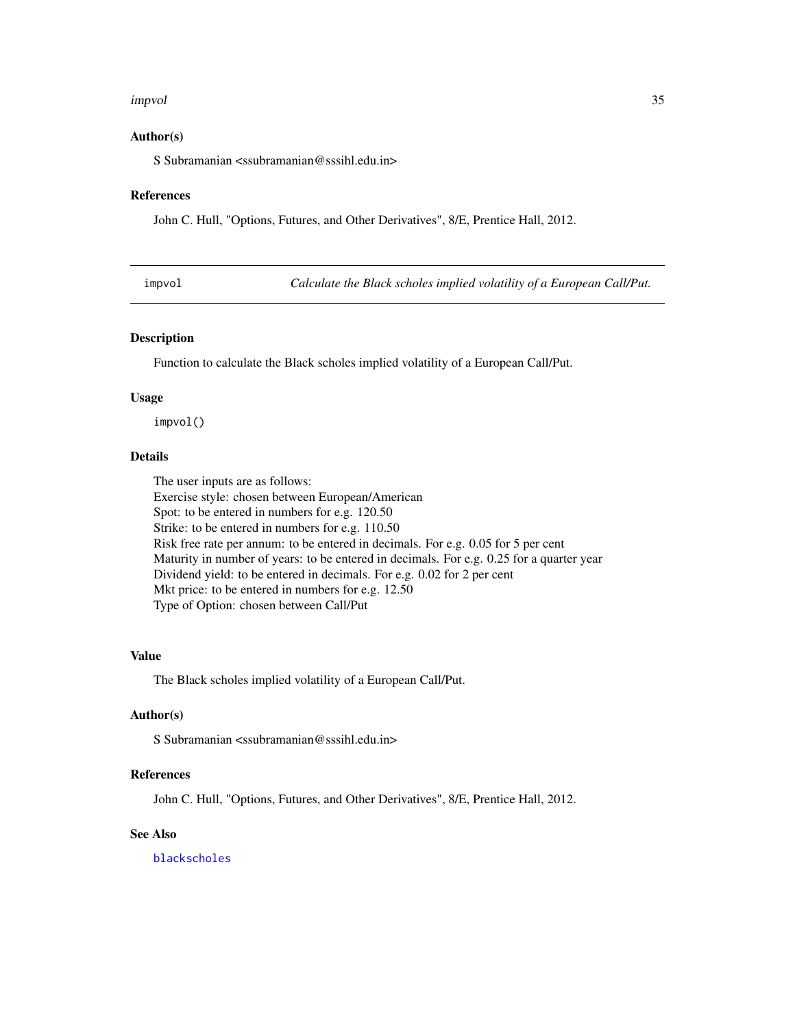### Author(s)

S Subramanian <ssubramanian@sssihl.edu.in>

### References

John C. Hull, "Options, Futures, and Other Derivatives", 8/E, Prentice Hall, 2012.

---

## impvol — *Calculate the Black scholes implied volatility of a European Call/Put.*

---

### Description

Function to calculate the Black scholes implied volatility of a European Call/Put.

### Usage

```
impvol()
```

### Details

The user inputs are as follows:
Exercise style: chosen between European/American
Spot: to be entered in numbers for e.g. 120.50
Strike: to be entered in numbers for e.g. 110.50
Risk free rate per annum: to be entered in decimals. For e.g. 0.05 for 5 per cent
Maturity in number of years: to be entered in decimals. For e.g. 0.25 for a quarter year
Dividend yield: to be entered in decimals. For e.g. 0.02 for 2 per cent
Mkt price: to be entered in numbers for e.g. 12.50
Type of Option: chosen between Call/Put

### Value

The Black scholes implied volatility of a European Call/Put.

### Author(s)

S Subramanian <ssubramanian@sssihl.edu.in>

### References

John C. Hull, "Options, Futures, and Other Derivatives", 8/E, Prentice Hall, 2012.

### See Also

blackscholes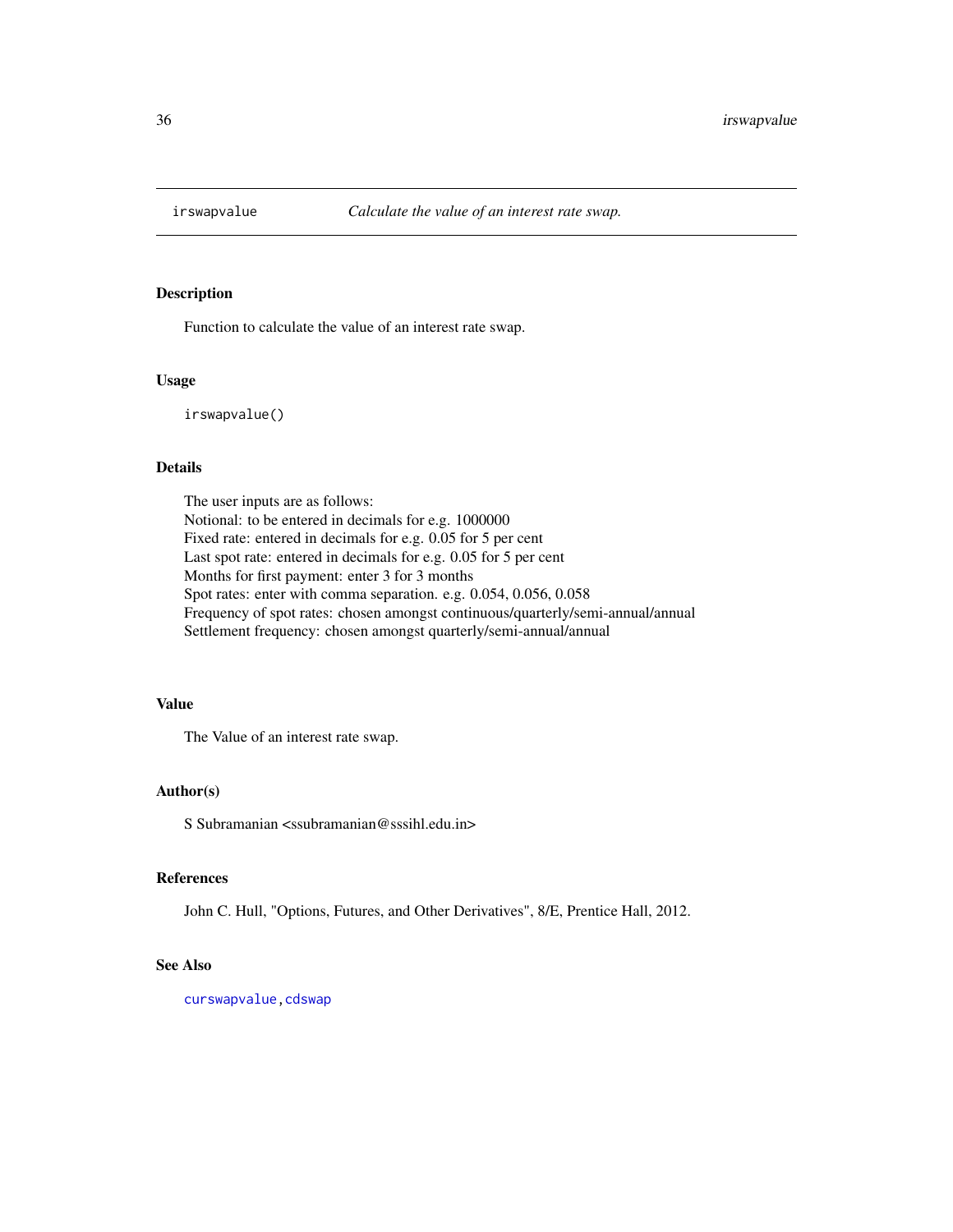irswapvalue *Calculate the value of an interest rate swap.*

## Description

Function to calculate the value of an interest rate swap.

## Usage

```
irswapvalue()
```

## Details

The user inputs are as follows:
Notional: to be entered in decimals for e.g. 1000000
Fixed rate: entered in decimals for e.g. 0.05 for 5 per cent
Last spot rate: entered in decimals for e.g. 0.05 for 5 per cent
Months for first payment: enter 3 for 3 months
Spot rates: enter with comma separation. e.g. 0.054, 0.056, 0.058
Frequency of spot rates: chosen amongst continuous/quarterly/semi-annual/annual
Settlement frequency: chosen amongst quarterly/semi-annual/annual

## Value

The Value of an interest rate swap.

## Author(s)

S Subramanian <ssubramanian@sssihl.edu.in>

## References

John C. Hull, "Options, Futures, and Other Derivatives", 8/E, Prentice Hall, 2012.

## See Also

curswapvalue, cdswap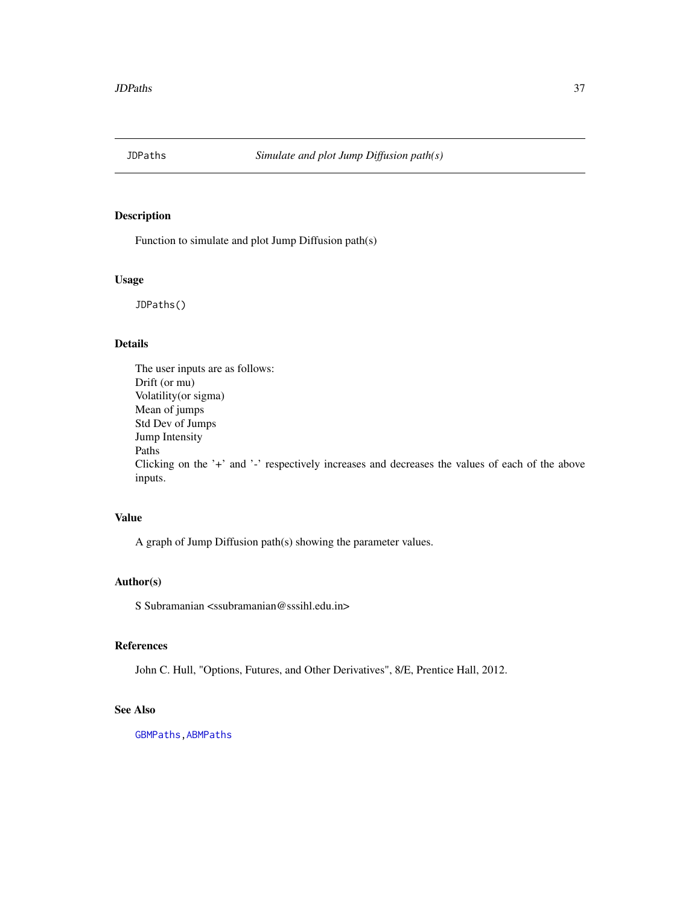# JDPaths — *Simulate and plot Jump Diffusion path(s)*

## Description

Function to simulate and plot Jump Diffusion path(s)

## Usage

```
JDPaths()
```

## Details

The user inputs are as follows:
Drift (or mu)
Volatility(or sigma)
Mean of jumps
Std Dev of Jumps
Jump Intensity
Paths
Clicking on the '+' and '-' respectively increases and decreases the values of each of the above inputs.

## Value

A graph of Jump Diffusion path(s) showing the parameter values.

## Author(s)

S Subramanian <ssubramanian@sssihl.edu.in>

## References

John C. Hull, "Options, Futures, and Other Derivatives", 8/E, Prentice Hall, 2012.

## See Also

GBMPaths,ABMPaths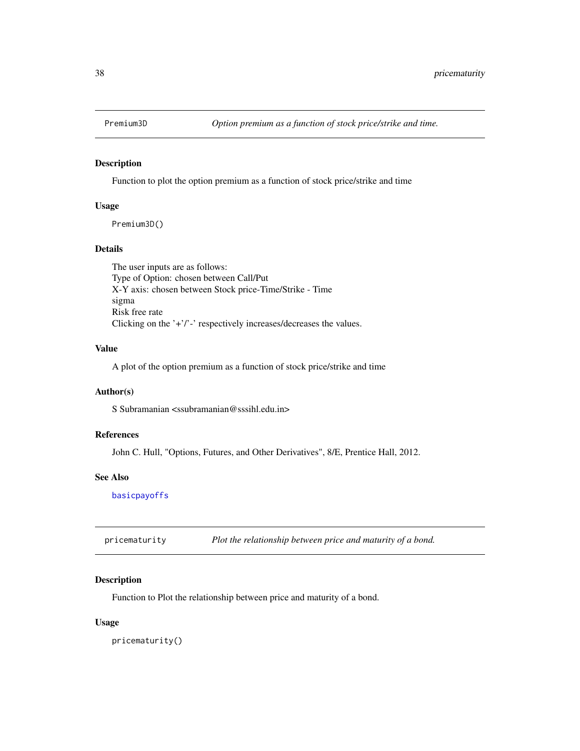## Premium3D — *Option premium as a function of stock price/strike and time.*

### Description

Function to plot the option premium as a function of stock price/strike and time

### Usage

```
Premium3D()
```

### Details

The user inputs are as follows:
Type of Option: chosen between Call/Put
X-Y axis: chosen between Stock price-Time/Strike - Time
sigma
Risk free rate
Clicking on the '+'/'-' respectively increases/decreases the values.

### Value

A plot of the option premium as a function of stock price/strike and time

### Author(s)

S Subramanian <ssubramanian@sssihl.edu.in>

### References

John C. Hull, "Options, Futures, and Other Derivatives", 8/E, Prentice Hall, 2012.

### See Also

basicpayoffs

## pricematurity — *Plot the relationship between price and maturity of a bond.*

### Description

Function to Plot the relationship between price and maturity of a bond.

### Usage

```
pricematurity()
```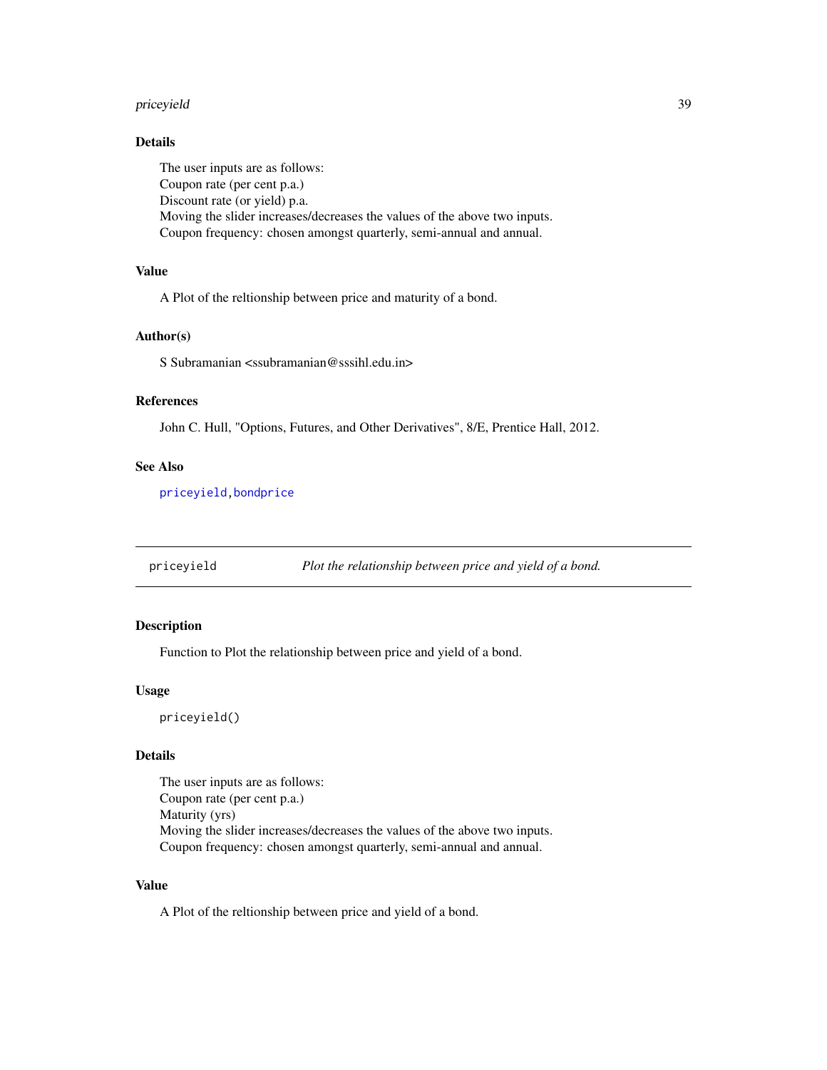### Details

The user inputs are as follows:
Coupon rate (per cent p.a.)
Discount rate (or yield) p.a.
Moving the slider increases/decreases the values of the above two inputs.
Coupon frequency: chosen amongst quarterly, semi-annual and annual.

### Value

A Plot of the reltionship between price and maturity of a bond.

### Author(s)

S Subramanian <ssubramanian@sssihl.edu.in>

### References

John C. Hull, "Options, Futures, and Other Derivatives", 8/E, Prentice Hall, 2012.

### See Also

`priceyield`,`bondprice`

---

## priceyield — *Plot the relationship between price and yield of a bond.*

---

### Description

Function to Plot the relationship between price and yield of a bond.

### Usage

```
priceyield()
```

### Details

The user inputs are as follows:
Coupon rate (per cent p.a.)
Maturity (yrs)
Moving the slider increases/decreases the values of the above two inputs.
Coupon frequency: chosen amongst quarterly, semi-annual and annual.

### Value

A Plot of the reltionship between price and yield of a bond.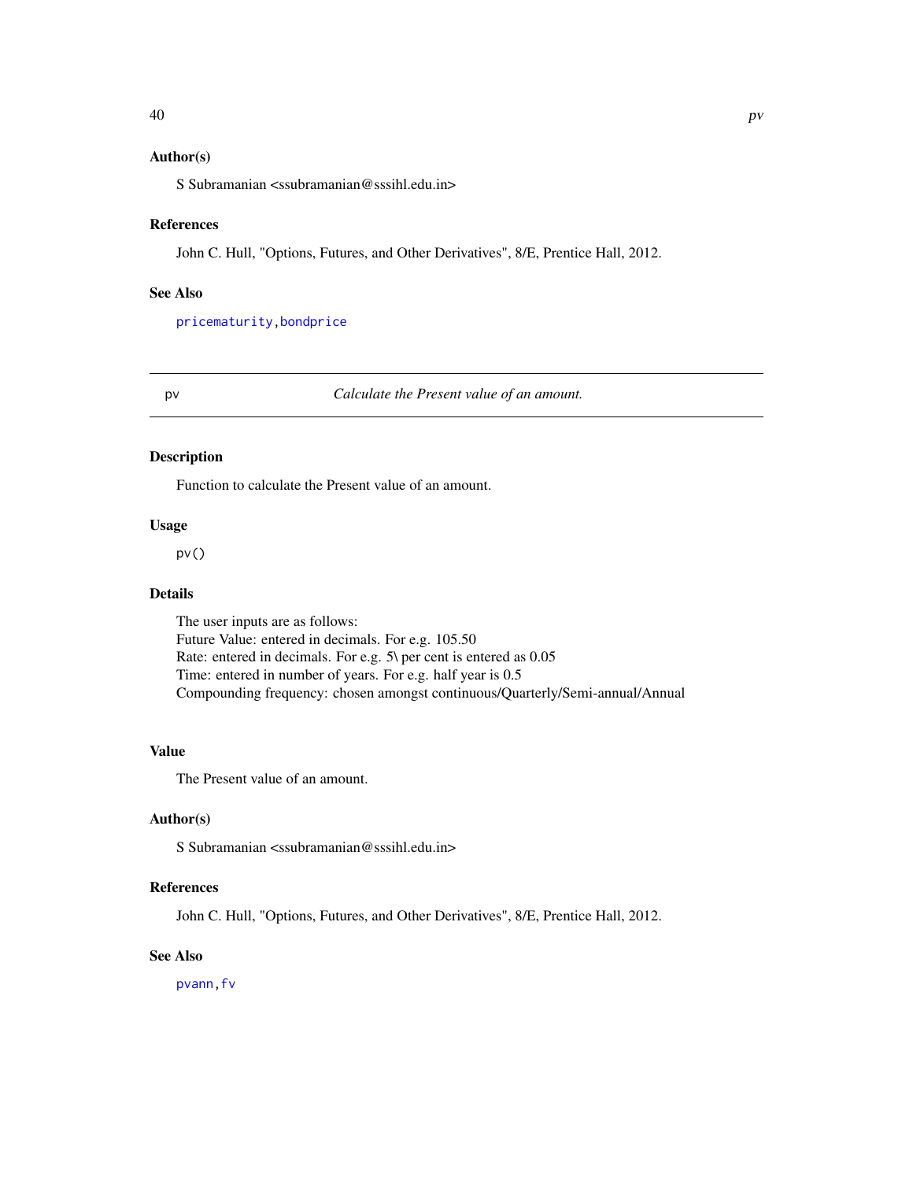### Author(s)

S Subramanian <ssubramanian@sssihl.edu.in>

### References

John C. Hull, "Options, Futures, and Other Derivatives", 8/E, Prentice Hall, 2012.

### See Also

pricematurity, bondprice

---

## pv — *Calculate the Present value of an amount.*

---

### Description

Function to calculate the Present value of an amount.

### Usage

```
pv()
```

### Details

The user inputs are as follows:
Future Value: entered in decimals. For e.g. 105.50
Rate: entered in decimals. For e.g. 5\ per cent is entered as 0.05
Time: entered in number of years. For e.g. half year is 0.5
Compounding frequency: chosen amongst continuous/Quarterly/Semi-annual/Annual

### Value

The Present value of an amount.

### Author(s)

S Subramanian <ssubramanian@sssihl.edu.in>

### References

John C. Hull, "Options, Futures, and Other Derivatives", 8/E, Prentice Hall, 2012.

### See Also

pvann, fv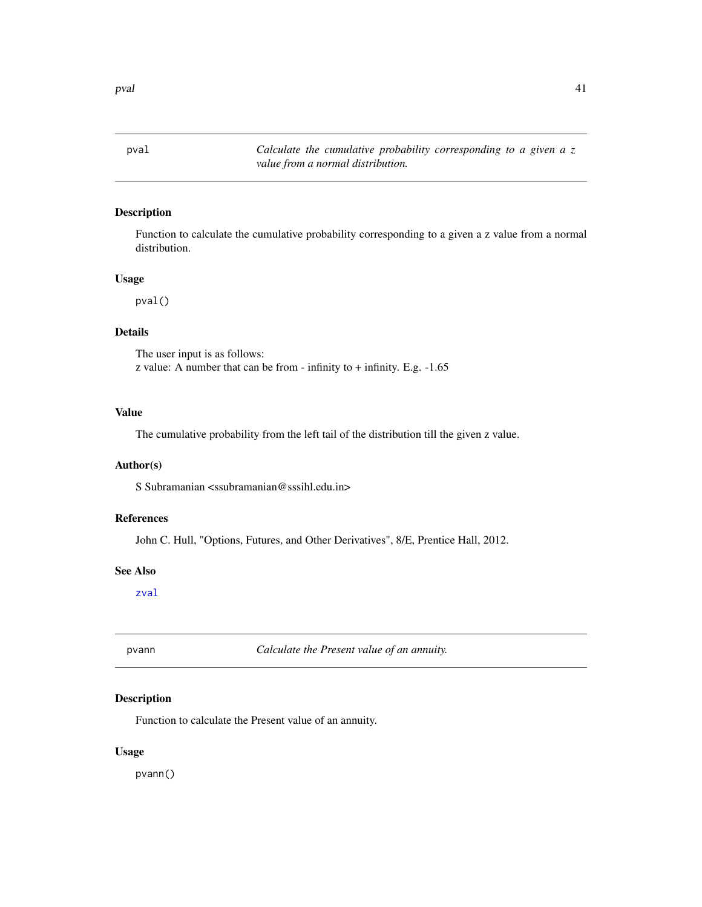## pval — *Calculate the cumulative probability corresponding to a given a z value from a normal distribution.*

### Description

Function to calculate the cumulative probability corresponding to a given a z value from a normal distribution.

### Usage

```
pval()
```

### Details

The user input is as follows:
z value: A number that can be from - infinity to + infinity. E.g. -1.65

### Value

The cumulative probability from the left tail of the distribution till the given z value.

### Author(s)

S Subramanian <ssubramanian@sssihl.edu.in>

### References

John C. Hull, "Options, Futures, and Other Derivatives", 8/E, Prentice Hall, 2012.

### See Also

zval

## pvann — *Calculate the Present value of an annuity.*

### Description

Function to calculate the Present value of an annuity.

### Usage

```
pvann()
```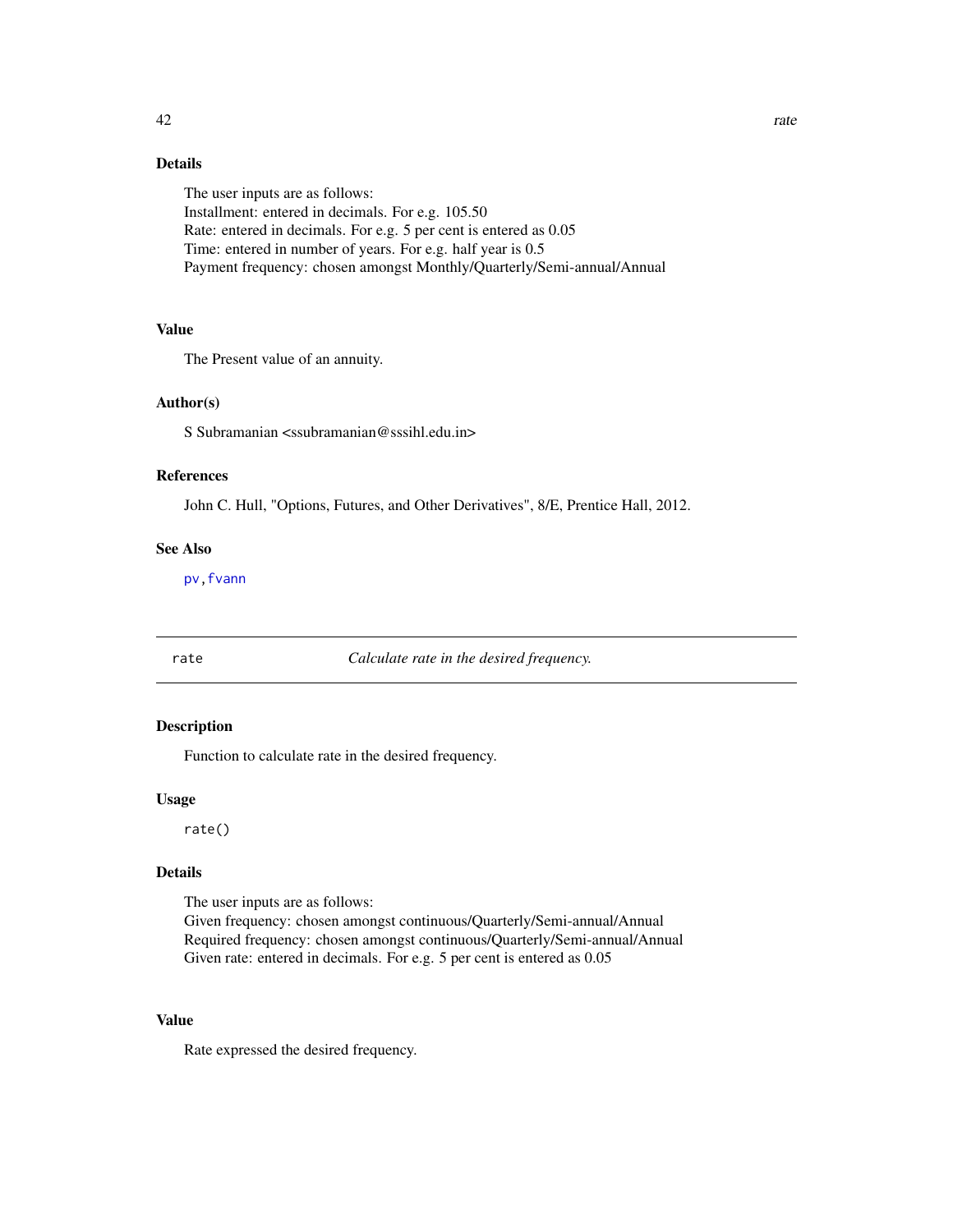### Details

The user inputs are as follows:
Installment: entered in decimals. For e.g. 105.50
Rate: entered in decimals. For e.g. 5 per cent is entered as 0.05
Time: entered in number of years. For e.g. half year is 0.5
Payment frequency: chosen amongst Monthly/Quarterly/Semi-annual/Annual

### Value

The Present value of an annuity.

### Author(s)

S Subramanian <ssubramanian@sssihl.edu.in>

### References

John C. Hull, "Options, Futures, and Other Derivatives", 8/E, Prentice Hall, 2012.

### See Also

pv, fvann

---

## rate — *Calculate rate in the desired frequency.*

---

### Description

Function to calculate rate in the desired frequency.

### Usage

```
rate()
```

### Details

The user inputs are as follows:
Given frequency: chosen amongst continuous/Quarterly/Semi-annual/Annual
Required frequency: chosen amongst continuous/Quarterly/Semi-annual/Annual
Given rate: entered in decimals. For e.g. 5 per cent is entered as 0.05

### Value

Rate expressed the desired frequency.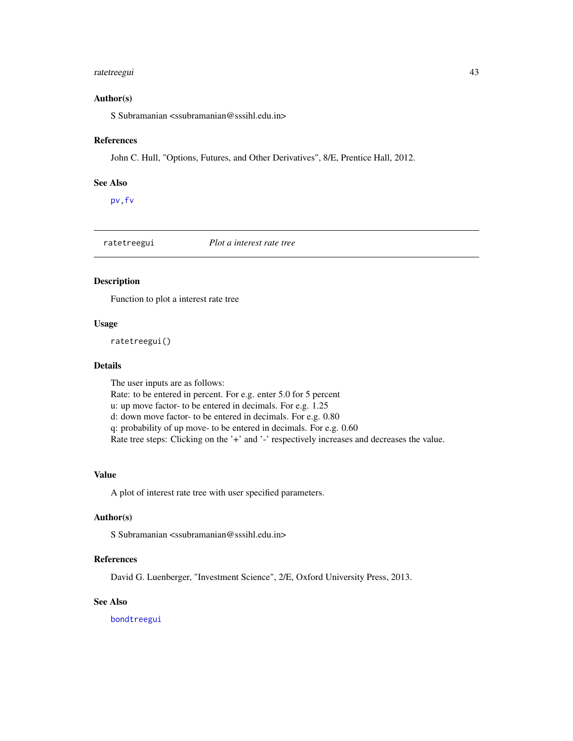### Author(s)

S Subramanian <ssubramanian@sssihl.edu.in>

### References

John C. Hull, "Options, Futures, and Other Derivatives", 8/E, Prentice Hall, 2012.

### See Also

`pv`,`fv`

---

## ratetreegui — *Plot a interest rate tree*

---

### Description

Function to plot a interest rate tree

### Usage

```
ratetreegui()
```

### Details

The user inputs are as follows:
Rate: to be entered in percent. For e.g. enter 5.0 for 5 percent
u: up move factor- to be entered in decimals. For e.g. 1.25
d: down move factor- to be entered in decimals. For e.g. 0.80
q: probability of up move- to be entered in decimals. For e.g. 0.60
Rate tree steps: Clicking on the '+' and '-' respectively increases and decreases the value.

### Value

A plot of interest rate tree with user specified parameters.

### Author(s)

S Subramanian <ssubramanian@sssihl.edu.in>

### References

David G. Luenberger, "Investment Science", 2/E, Oxford University Press, 2013.

### See Also

`bondtreegui`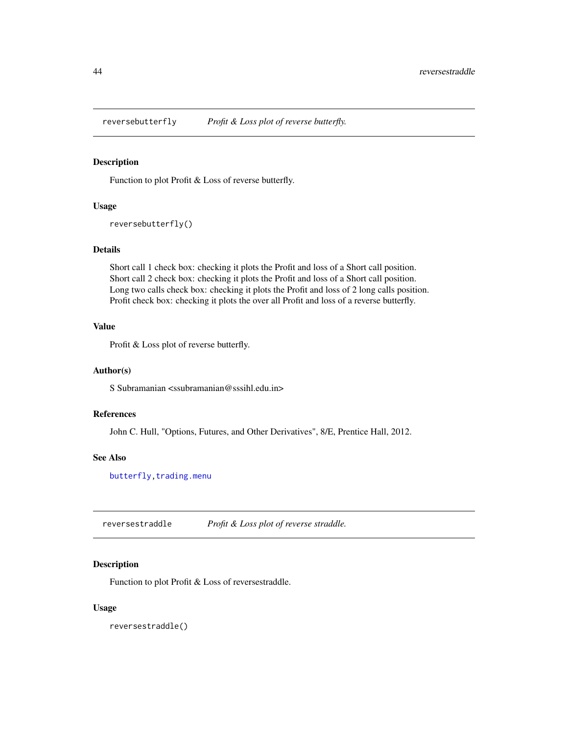## reversebutterfly *Profit & Loss plot of reverse butterfly.*

### Description

Function to plot Profit & Loss of reverse butterfly.

### Usage

```
reversebutterfly()
```

### Details

Short call 1 check box: checking it plots the Profit and loss of a Short call position.
Short call 2 check box: checking it plots the Profit and loss of a Short call position.
Long two calls check box: checking it plots the Profit and loss of 2 long calls position.
Profit check box: checking it plots the over all Profit and loss of a reverse butterfly.

### Value

Profit & Loss plot of reverse butterfly.

### Author(s)

S Subramanian <ssubramanian@sssihl.edu.in>

### References

John C. Hull, "Options, Futures, and Other Derivatives", 8/E, Prentice Hall, 2012.

### See Also

butterfly, trading.menu

## reversestraddle *Profit & Loss plot of reverse straddle.*

### Description

Function to plot Profit & Loss of reversestraddle.

### Usage

```
reversestraddle()
```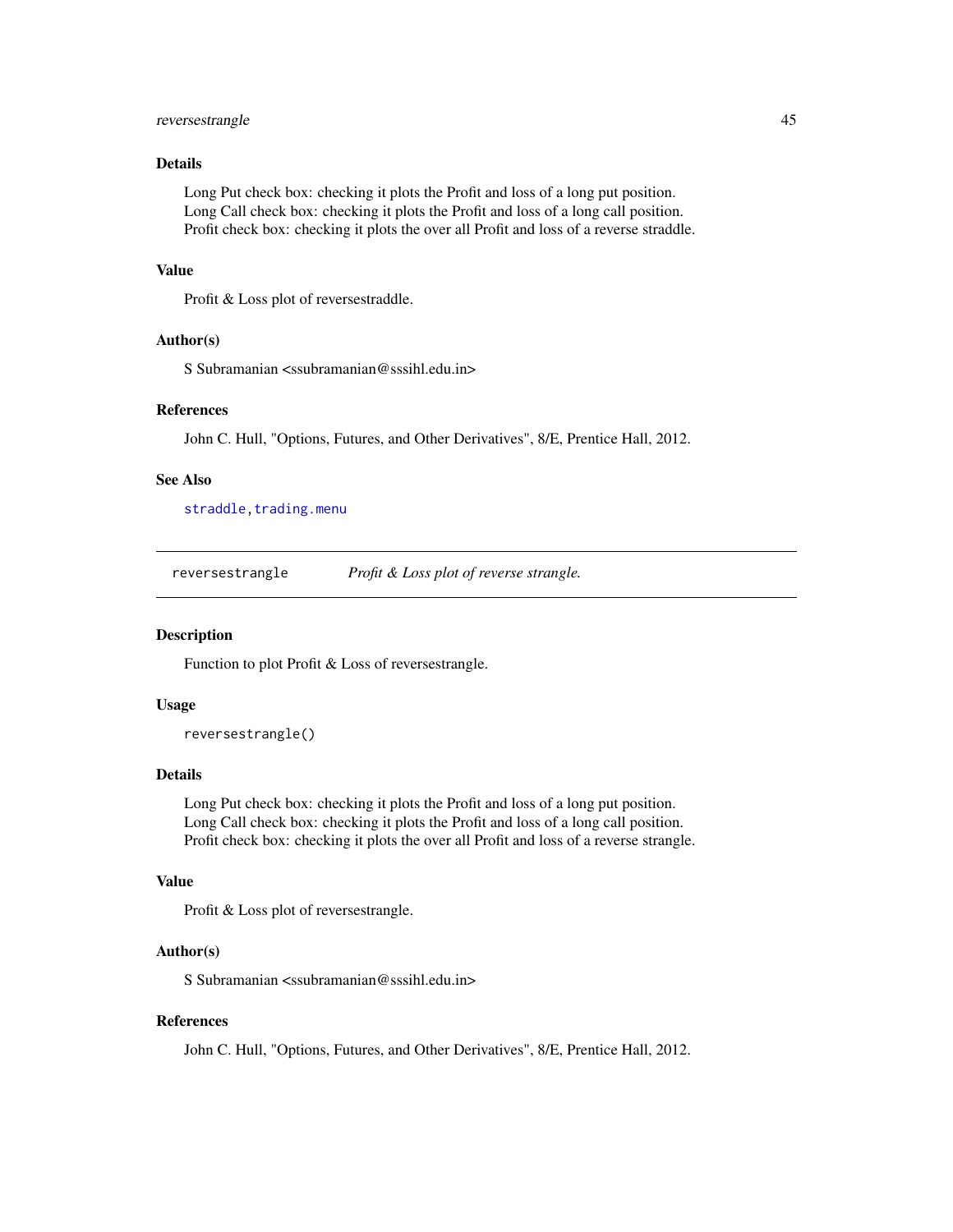### Details

Long Put check box: checking it plots the Profit and loss of a long put position.
Long Call check box: checking it plots the Profit and loss of a long call position.
Profit check box: checking it plots the over all Profit and loss of a reverse straddle.

### Value

Profit & Loss plot of reversestraddle.

### Author(s)

S Subramanian <ssubramanian@sssihl.edu.in>

### References

John C. Hull, "Options, Futures, and Other Derivatives", 8/E, Prentice Hall, 2012.

### See Also

straddle, trading.menu

---

## reversestrangle — *Profit & Loss plot of reverse strangle.*

---

### Description

Function to plot Profit & Loss of reversestrangle.

### Usage

```
reversestrangle()
```

### Details

Long Put check box: checking it plots the Profit and loss of a long put position.
Long Call check box: checking it plots the Profit and loss of a long call position.
Profit check box: checking it plots the over all Profit and loss of a reverse strangle.

### Value

Profit & Loss plot of reversestrangle.

### Author(s)

S Subramanian <ssubramanian@sssihl.edu.in>

### References

John C. Hull, "Options, Futures, and Other Derivatives", 8/E, Prentice Hall, 2012.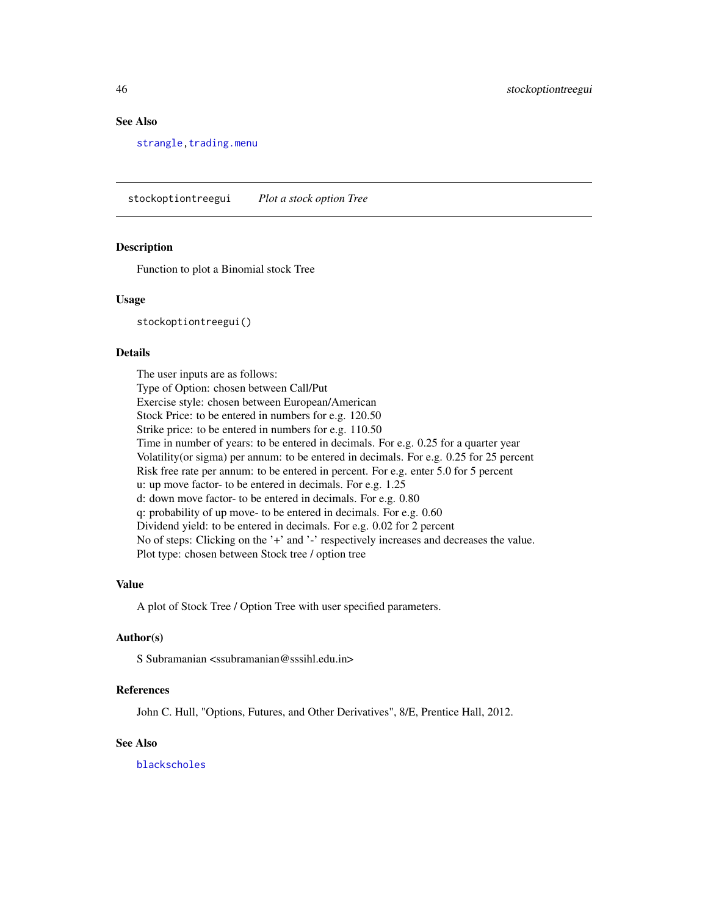### See Also

strangle, trading.menu

---

## stockoptiontreegui *Plot a stock option Tree*

---

### Description

Function to plot a Binomial stock Tree

### Usage

```
stockoptiontreegui()
```

### Details

The user inputs are as follows:
Type of Option: chosen between Call/Put
Exercise style: chosen between European/American
Stock Price: to be entered in numbers for e.g. 120.50
Strike price: to be entered in numbers for e.g. 110.50
Time in number of years: to be entered in decimals. For e.g. 0.25 for a quarter year
Volatility(or sigma) per annum: to be entered in decimals. For e.g. 0.25 for 25 percent
Risk free rate per annum: to be entered in percent. For e.g. enter 5.0 for 5 percent
u: up move factor- to be entered in decimals. For e.g. 1.25
d: down move factor- to be entered in decimals. For e.g. 0.80
q: probability of up move- to be entered in decimals. For e.g. 0.60
Dividend yield: to be entered in decimals. For e.g. 0.02 for 2 percent
No of steps: Clicking on the '+' and '-' respectively increases and decreases the value.
Plot type: chosen between Stock tree / option tree

### Value

A plot of Stock Tree / Option Tree with user specified parameters.

### Author(s)

S Subramanian <ssubramanian@sssihl.edu.in>

### References

John C. Hull, "Options, Futures, and Other Derivatives", 8/E, Prentice Hall, 2012.

### See Also

blackscholes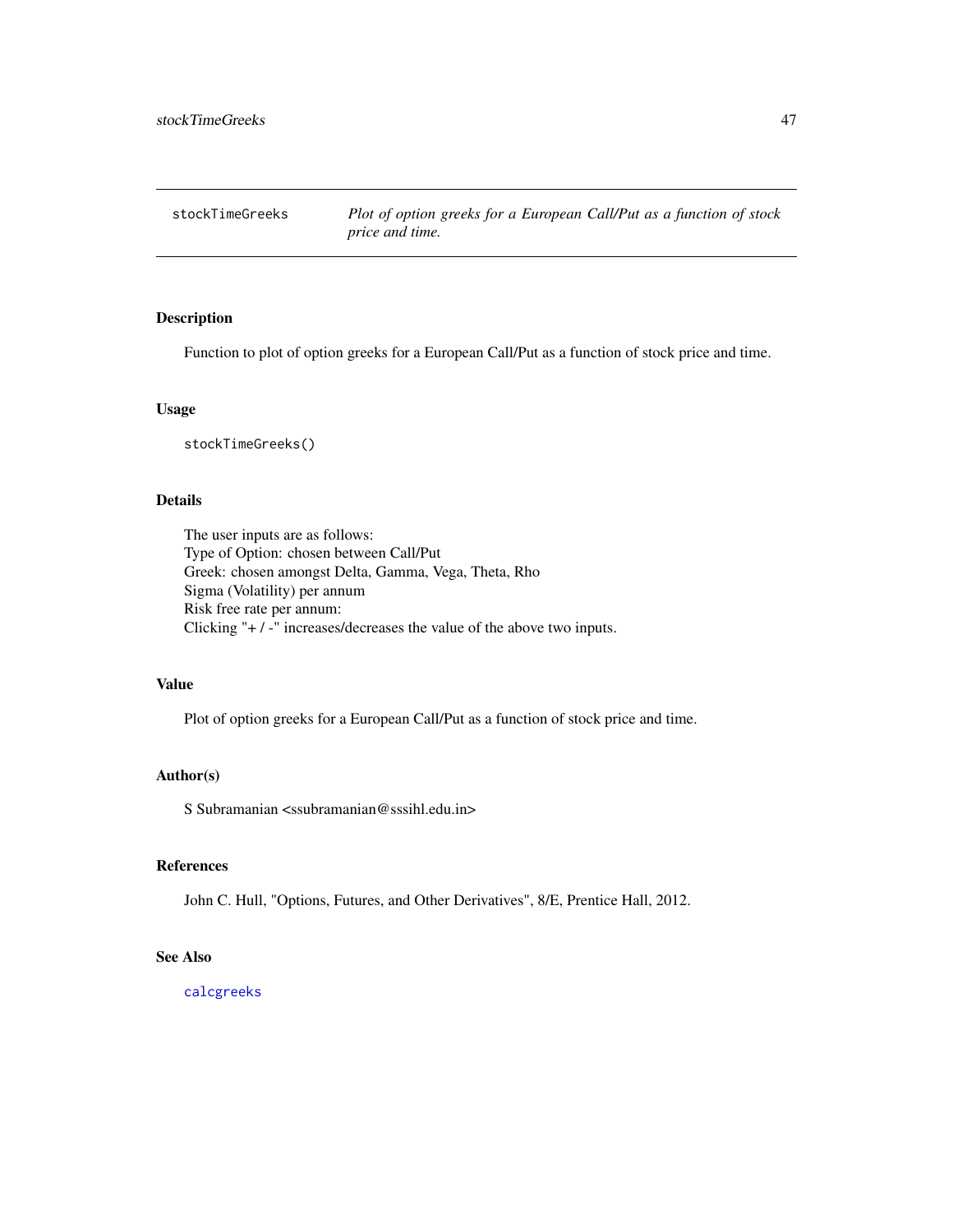## stockTimeGreeks

*Plot of option greeks for a European Call/Put as a function of stock price and time.*

### Description

Function to plot of option greeks for a European Call/Put as a function of stock price and time.

### Usage

```
stockTimeGreeks()
```

### Details

The user inputs are as follows:
Type of Option: chosen between Call/Put
Greek: chosen amongst Delta, Gamma, Vega, Theta, Rho
Sigma (Volatility) per annum
Risk free rate per annum:
Clicking "+ / -" increases/decreases the value of the above two inputs.

### Value

Plot of option greeks for a European Call/Put as a function of stock price and time.

### Author(s)

S Subramanian <ssubramanian@sssihl.edu.in>

### References

John C. Hull, "Options, Futures, and Other Derivatives", 8/E, Prentice Hall, 2012.

### See Also

calcgreeks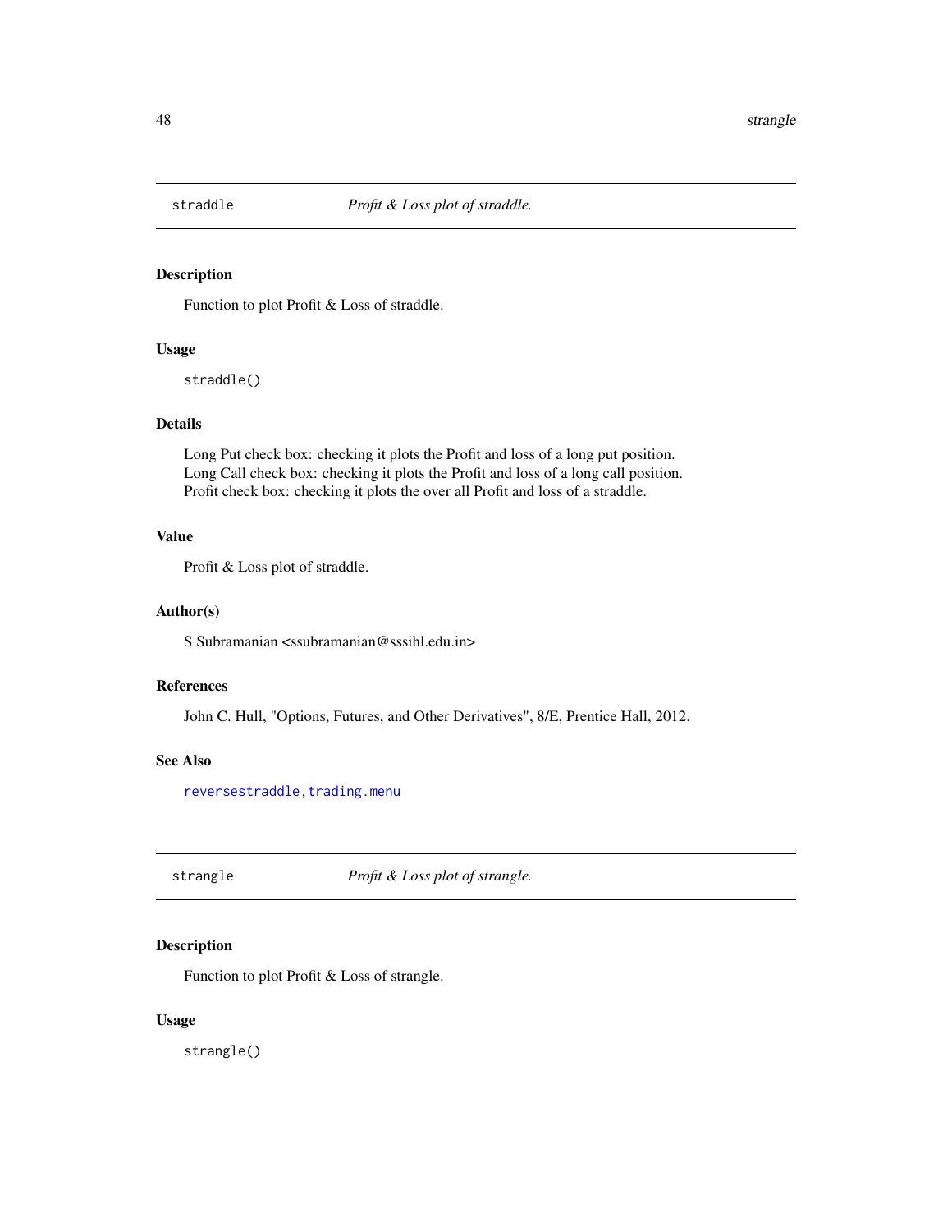## straddle — *Profit & Loss plot of straddle.*

### Description

Function to plot Profit & Loss of straddle.

### Usage

```
straddle()
```

### Details

Long Put check box: checking it plots the Profit and loss of a long put position.
Long Call check box: checking it plots the Profit and loss of a long call position.
Profit check box: checking it plots the over all Profit and loss of a straddle.

### Value

Profit & Loss plot of straddle.

### Author(s)

S Subramanian <ssubramanian@sssihl.edu.in>

### References

John C. Hull, "Options, Futures, and Other Derivatives", 8/E, Prentice Hall, 2012.

### See Also

reversestraddle, trading.menu

## strangle — *Profit & Loss plot of strangle.*

### Description

Function to plot Profit & Loss of strangle.

### Usage

```
strangle()
```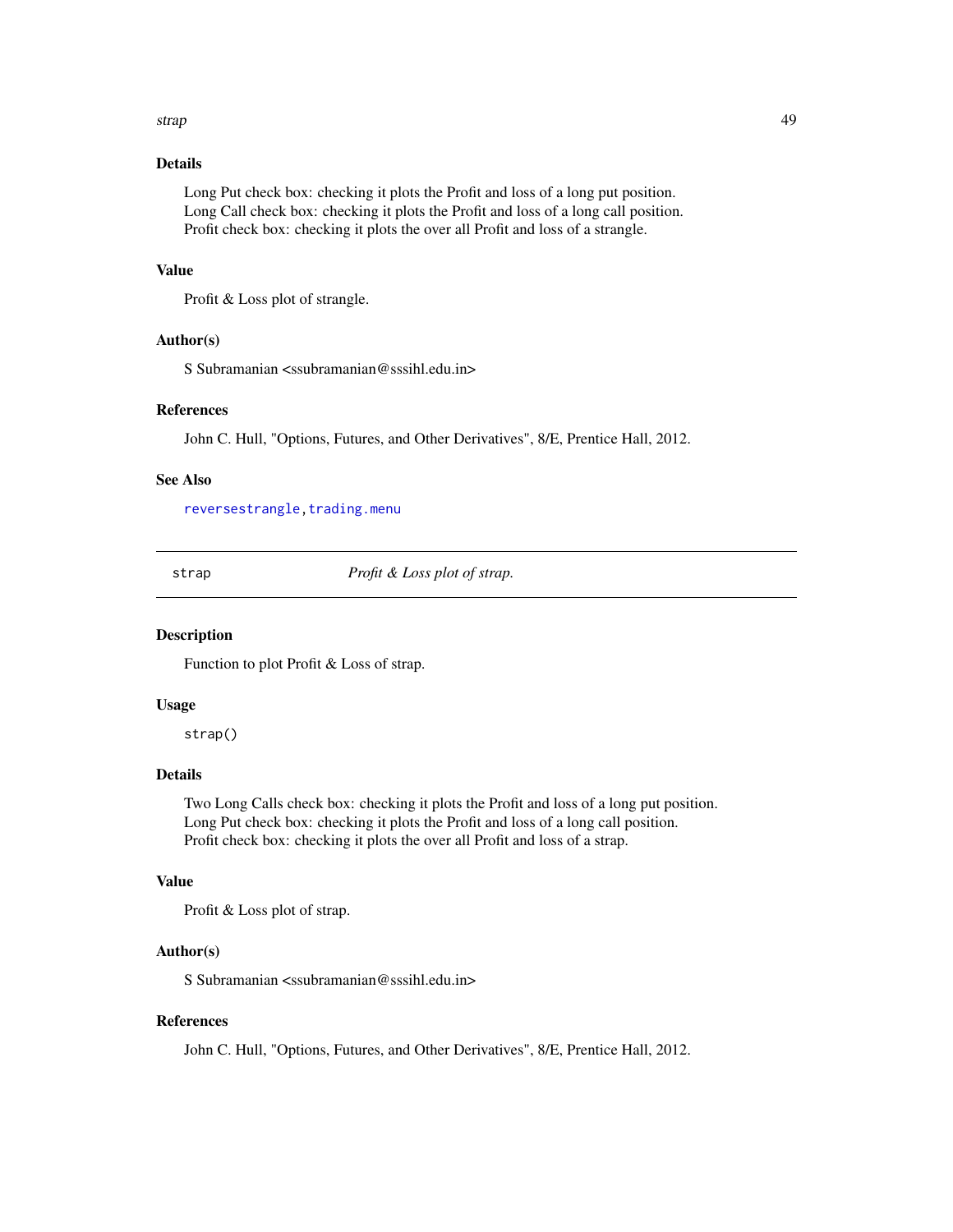### Details

Long Put check box: checking it plots the Profit and loss of a long put position.
Long Call check box: checking it plots the Profit and loss of a long call position.
Profit check box: checking it plots the over all Profit and loss of a strangle.

### Value

Profit & Loss plot of strangle.

### Author(s)

S Subramanian <ssubramanian@sssihl.edu.in>

### References

John C. Hull, "Options, Futures, and Other Derivatives", 8/E, Prentice Hall, 2012.

### See Also

reversestrangle, trading.menu

---

## strap — *Profit & Loss plot of strap.*

### Description

Function to plot Profit & Loss of strap.

### Usage

```
strap()
```

### Details

Two Long Calls check box: checking it plots the Profit and loss of a long put position.
Long Put check box: checking it plots the Profit and loss of a long call position.
Profit check box: checking it plots the over all Profit and loss of a strap.

### Value

Profit & Loss plot of strap.

### Author(s)

S Subramanian <ssubramanian@sssihl.edu.in>

### References

John C. Hull, "Options, Futures, and Other Derivatives", 8/E, Prentice Hall, 2012.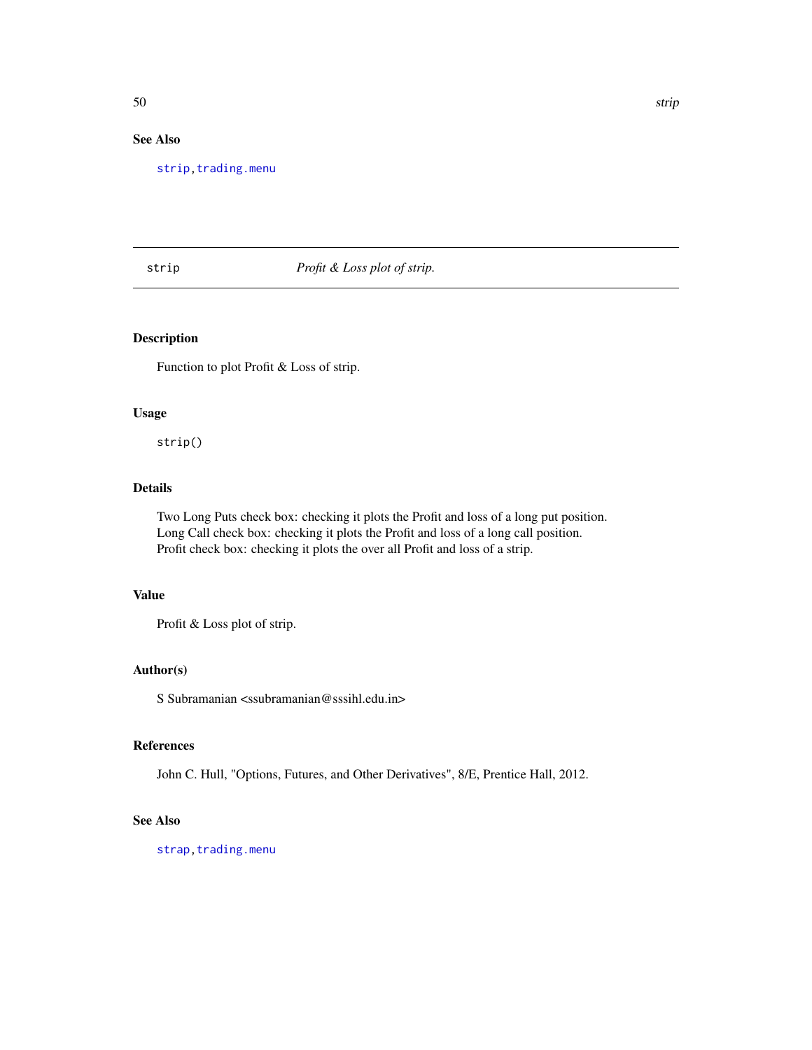### See Also

strip, trading.menu

---

## strip *Profit & Loss plot of strip.*

---

### Description

Function to plot Profit & Loss of strip.

### Usage

```
strip()
```

### Details

Two Long Puts check box: checking it plots the Profit and loss of a long put position.
Long Call check box: checking it plots the Profit and loss of a long call position.
Profit check box: checking it plots the over all Profit and loss of a strip.

### Value

Profit & Loss plot of strip.

### Author(s)

S Subramanian <ssubramanian@sssihl.edu.in>

### References

John C. Hull, "Options, Futures, and Other Derivatives", 8/E, Prentice Hall, 2012.

### See Also

strap, trading.menu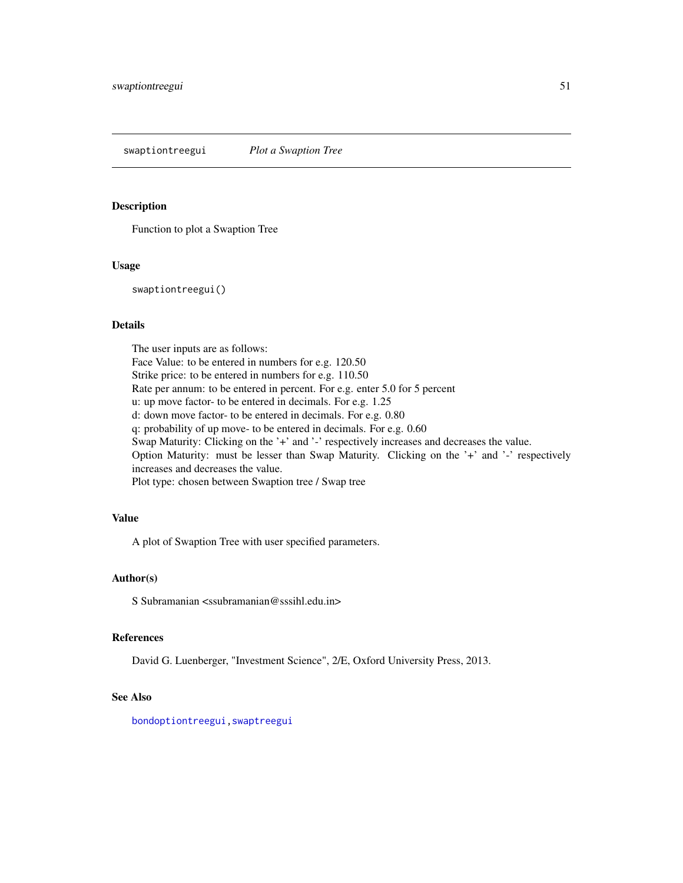## swaptiontreegui — *Plot a Swaption Tree*

### Description

Function to plot a Swaption Tree

### Usage

```
swaptiontreegui()
```

### Details

The user inputs are as follows:
Face Value: to be entered in numbers for e.g. 120.50
Strike price: to be entered in numbers for e.g. 110.50
Rate per annum: to be entered in percent. For e.g. enter 5.0 for 5 percent
u: up move factor- to be entered in decimals. For e.g. 1.25
d: down move factor- to be entered in decimals. For e.g. 0.80
q: probability of up move- to be entered in decimals. For e.g. 0.60
Swap Maturity: Clicking on the '+' and '-' respectively increases and decreases the value.
Option Maturity: must be lesser than Swap Maturity. Clicking on the '+' and '-' respectively increases and decreases the value.
Plot type: chosen between Swaption tree / Swap tree

### Value

A plot of Swaption Tree with user specified parameters.

### Author(s)

S Subramanian <ssubramanian@sssihl.edu.in>

### References

David G. Luenberger, "Investment Science", 2/E, Oxford University Press, 2013.

### See Also

bondoptiontreegui, swaptreegui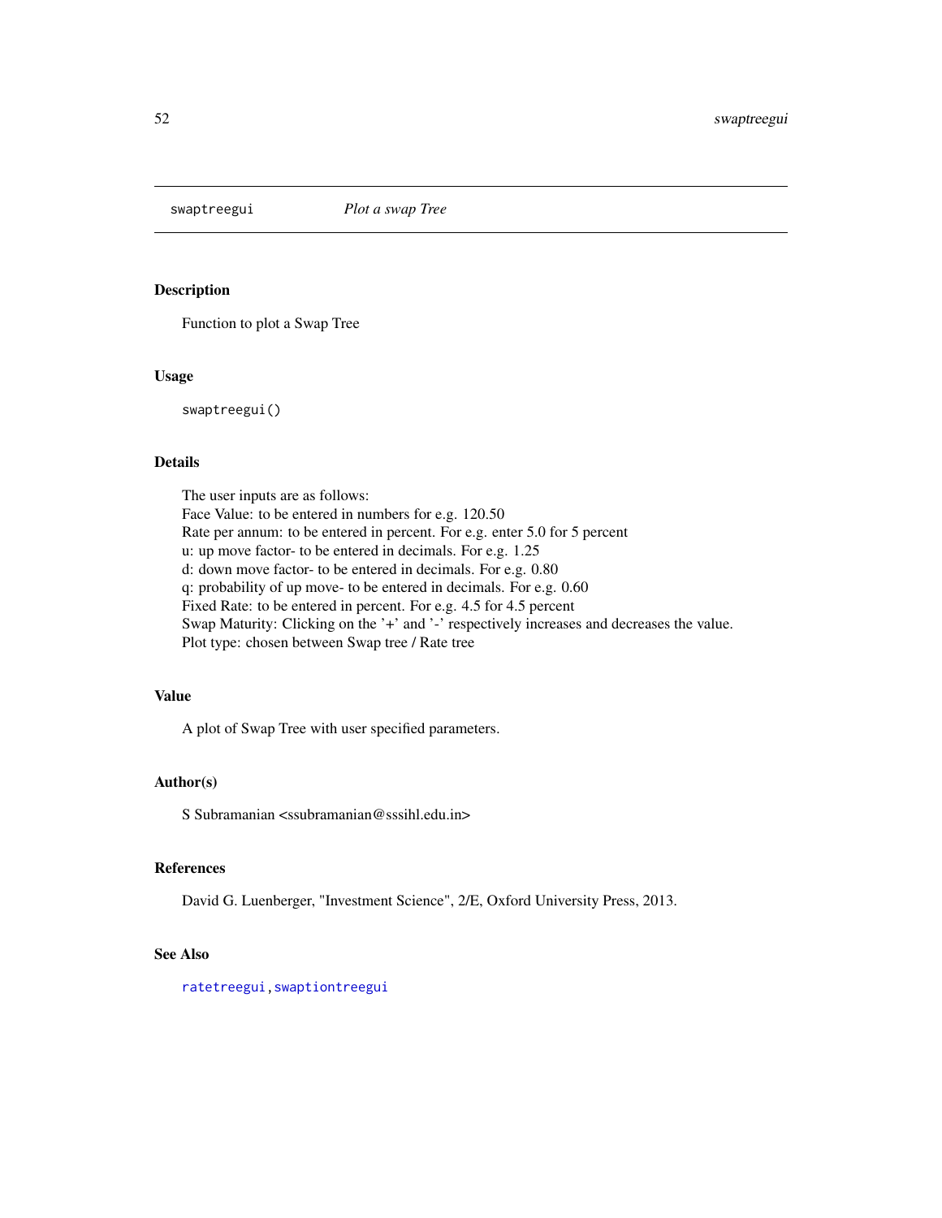# swaptreegui — *Plot a swap Tree*

## Description

Function to plot a Swap Tree

## Usage

```
swaptreegui()
```

## Details

The user inputs are as follows:
Face Value: to be entered in numbers for e.g. 120.50
Rate per annum: to be entered in percent. For e.g. enter 5.0 for 5 percent
u: up move factor- to be entered in decimals. For e.g. 1.25
d: down move factor- to be entered in decimals. For e.g. 0.80
q: probability of up move- to be entered in decimals. For e.g. 0.60
Fixed Rate: to be entered in percent. For e.g. 4.5 for 4.5 percent
Swap Maturity: Clicking on the '+' and '-' respectively increases and decreases the value.
Plot type: chosen between Swap tree / Rate tree

## Value

A plot of Swap Tree with user specified parameters.

## Author(s)

S Subramanian <ssubramanian@sssihl.edu.in>

## References

David G. Luenberger, "Investment Science", 2/E, Oxford University Press, 2013.

## See Also

ratetreegui, swaptiontreegui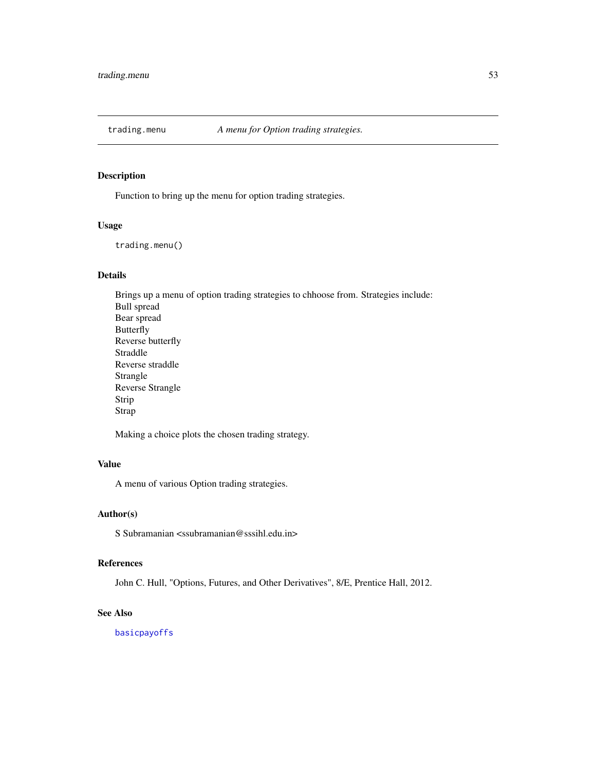## trading.menu — *A menu for Option trading strategies.*

### Description

Function to bring up the menu for option trading strategies.

### Usage

```
trading.menu()
```

### Details

Brings up a menu of option trading strategies to chhoose from. Strategies include:
Bull spread
Bear spread
Butterfly
Reverse butterfly
Straddle
Reverse straddle
Strangle
Reverse Strangle
Strip
Strap

Making a choice plots the chosen trading strategy.

### Value

A menu of various Option trading strategies.

### Author(s)

S Subramanian <ssubramanian@sssihl.edu.in>

### References

John C. Hull, "Options, Futures, and Other Derivatives", 8/E, Prentice Hall, 2012.

### See Also

basicpayoffs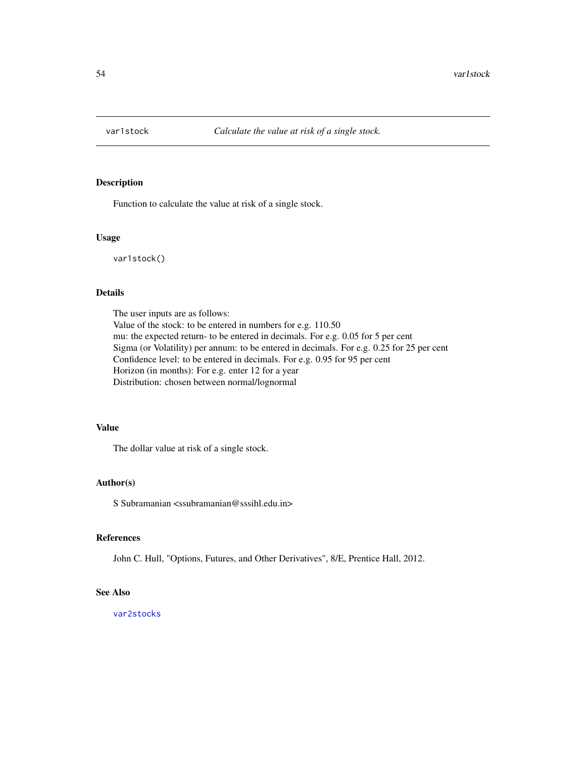var1stock *Calculate the value at risk of a single stock.*

### Description

Function to calculate the value at risk of a single stock.

### Usage

```
var1stock()
```

### Details

The user inputs are as follows:
Value of the stock: to be entered in numbers for e.g. 110.50
mu: the expected return- to be entered in decimals. For e.g. 0.05 for 5 per cent
Sigma (or Volatility) per annum: to be entered in decimals. For e.g. 0.25 for 25 per cent
Confidence level: to be entered in decimals. For e.g. 0.95 for 95 per cent
Horizon (in months): For e.g. enter 12 for a year
Distribution: chosen between normal/lognormal

### Value

The dollar value at risk of a single stock.

### Author(s)

S Subramanian <ssubramanian@sssihl.edu.in>

### References

John C. Hull, "Options, Futures, and Other Derivatives", 8/E, Prentice Hall, 2012.

### See Also

var2stocks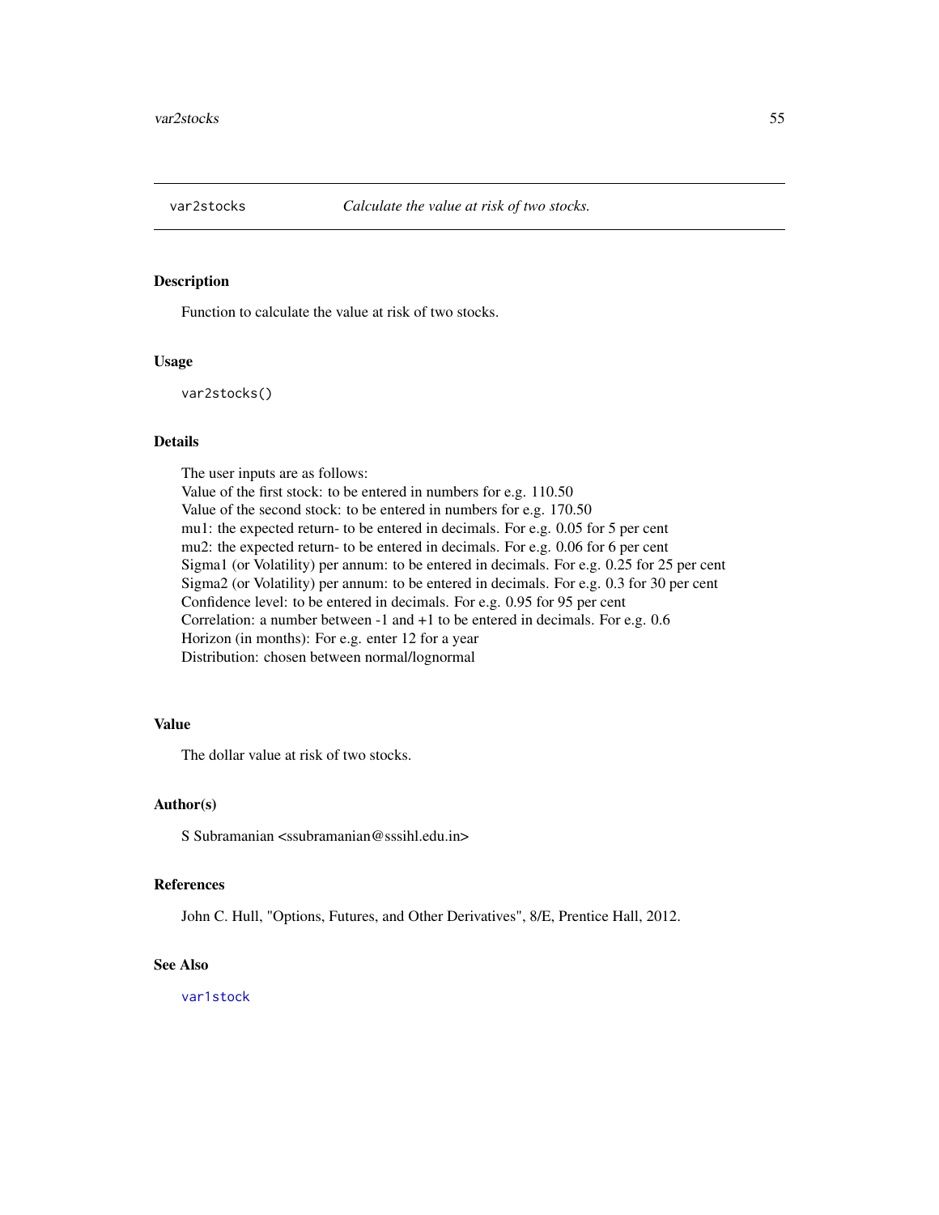## var2stocks *Calculate the value at risk of two stocks.*

### Description

Function to calculate the value at risk of two stocks.

### Usage

```
var2stocks()
```

### Details

The user inputs are as follows:
Value of the first stock: to be entered in numbers for e.g. 110.50
Value of the second stock: to be entered in numbers for e.g. 170.50
mu1: the expected return- to be entered in decimals. For e.g. 0.05 for 5 per cent
mu2: the expected return- to be entered in decimals. For e.g. 0.06 for 6 per cent
Sigma1 (or Volatility) per annum: to be entered in decimals. For e.g. 0.25 for 25 per cent
Sigma2 (or Volatility) per annum: to be entered in decimals. For e.g. 0.3 for 30 per cent
Confidence level: to be entered in decimals. For e.g. 0.95 for 95 per cent
Correlation: a number between -1 and +1 to be entered in decimals. For e.g. 0.6
Horizon (in months): For e.g. enter 12 for a year
Distribution: chosen between normal/lognormal

### Value

The dollar value at risk of two stocks.

### Author(s)

S Subramanian <ssubramanian@sssihl.edu.in>

### References

John C. Hull, "Options, Futures, and Other Derivatives", 8/E, Prentice Hall, 2012.

### See Also

var1stock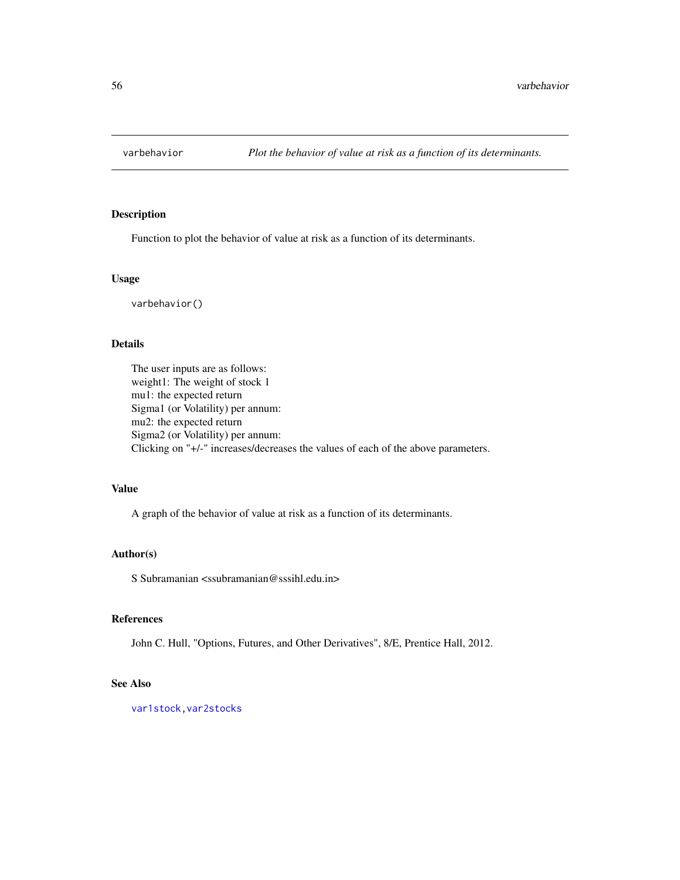# varbehavior — *Plot the behavior of value at risk as a function of its determinants.*

## Description

Function to plot the behavior of value at risk as a function of its determinants.

## Usage

```
varbehavior()
```

## Details

The user inputs are as follows:
weight1: The weight of stock 1
mu1: the expected return
Sigma1 (or Volatility) per annum:
mu2: the expected return
Sigma2 (or Volatility) per annum:
Clicking on "+/-" increases/decreases the values of each of the above parameters.

## Value

A graph of the behavior of value at risk as a function of its determinants.

## Author(s)

S Subramanian <ssubramanian@sssihl.edu.in>

## References

John C. Hull, "Options, Futures, and Other Derivatives", 8/E, Prentice Hall, 2012.

## See Also

var1stock, var2stocks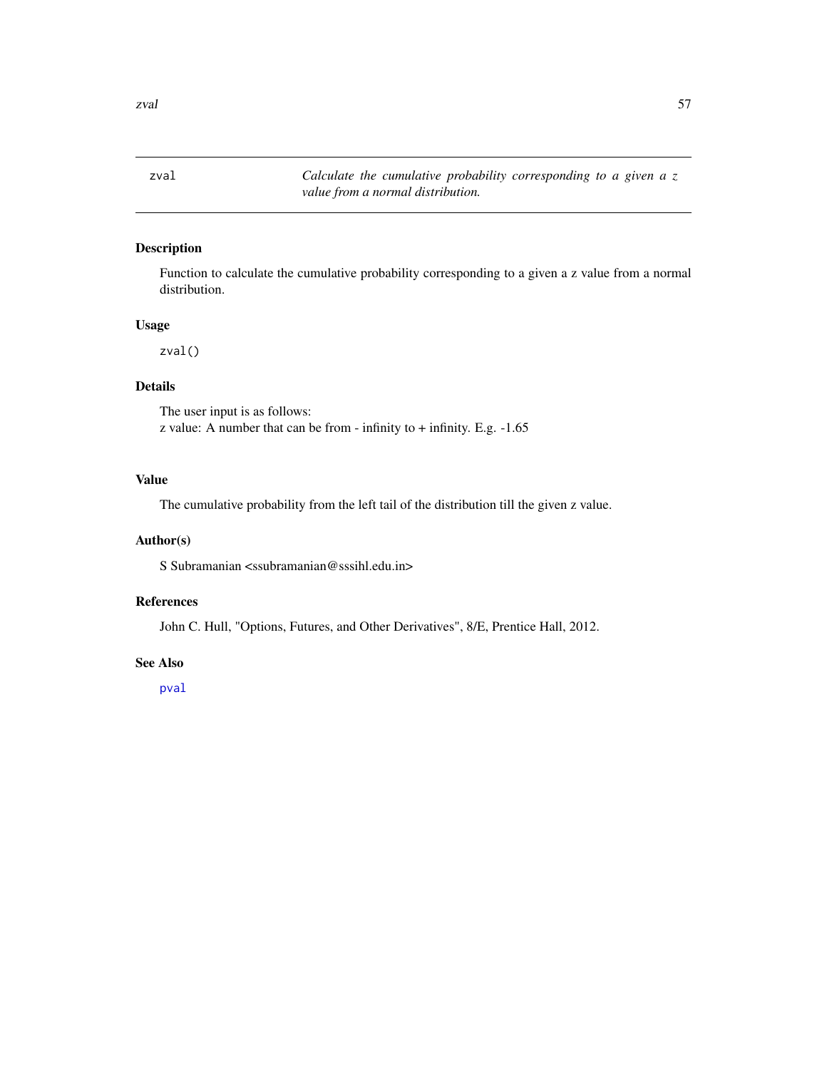zval — *Calculate the cumulative probability corresponding to a given a z value from a normal distribution.*

## Description

Function to calculate the cumulative probability corresponding to a given a z value from a normal distribution.

## Usage

```
zval()
```

## Details

The user input is as follows:
z value: A number that can be from - infinity to + infinity. E.g. -1.65

## Value

The cumulative probability from the left tail of the distribution till the given z value.

## Author(s)

S Subramanian <ssubramanian@sssihl.edu.in>

## References

John C. Hull, "Options, Futures, and Other Derivatives", 8/E, Prentice Hall, 2012.

## See Also

pval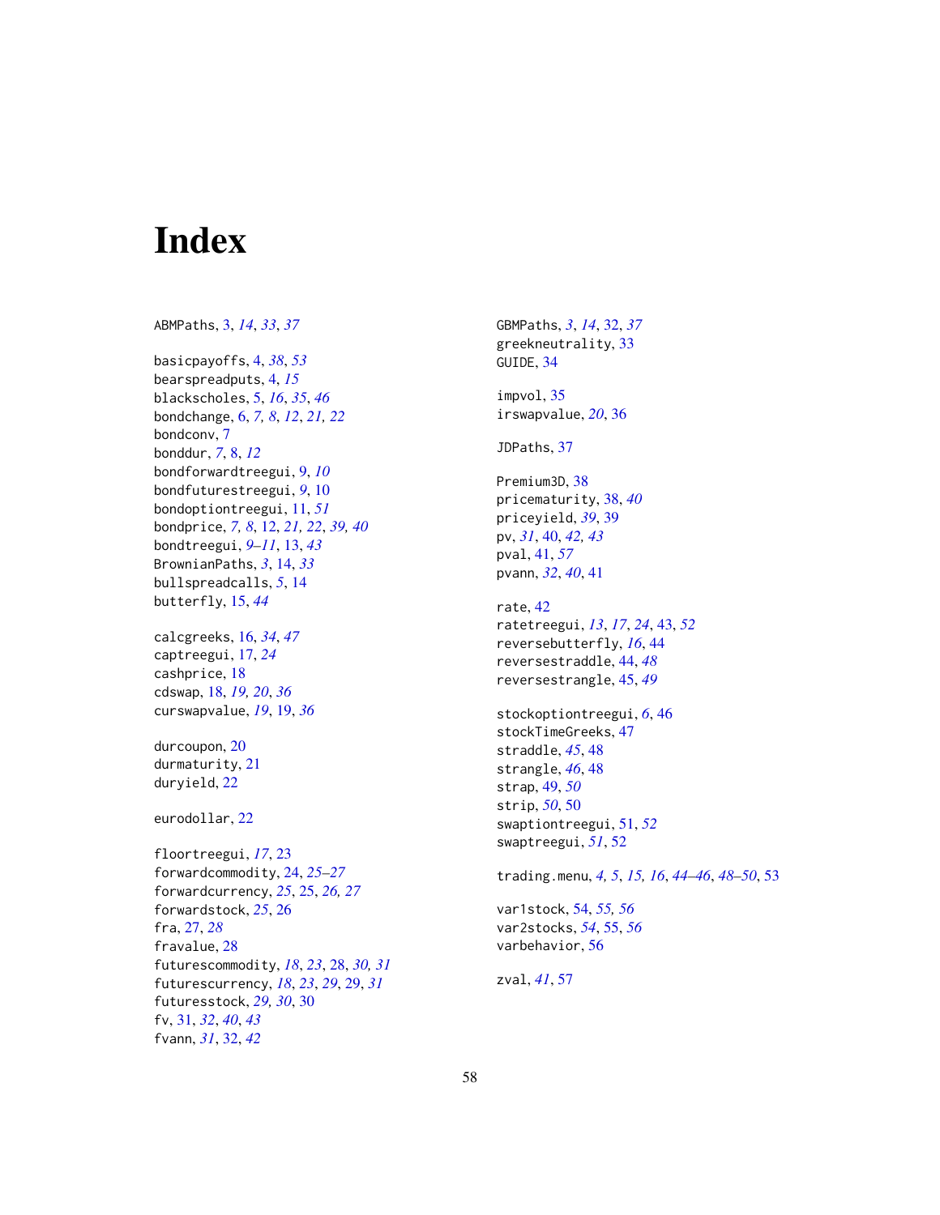# Index

ABMPaths, 3, *14*, *33*, *37*

basicpayoffs, 4, *38*, *53*
bearspreadputs, 4, *15*
blackscholes, 5, *16*, *35*, *46*
bondchange, 6, *7, 8*, *12*, *21, 22*
bondconv, 7
bonddur, *7*, 8, *12*
bondforwardtreegui, 9, *10*
bondfuturestreegui, *9*, 10
bondoptiontreegui, 11, *51*
bondprice, *7, 8*, 12, *21, 22*, *39, 40*
bondtreegui, *9–11*, 13, *43*
BrownianPaths, *3*, 14, *33*
bullspreadcalls, *5*, 14
butterfly, 15, *44*

calcgreeks, 16, *34*, *47*
captreegui, 17, *24*
cashprice, 18
cdswap, 18, *19, 20*, *36*
curswapvalue, *19*, 19, *36*

durcoupon, 20
durmaturity, 21
duryield, 22

eurodollar, 22

floortreegui, *17*, 23
forwardcommodity, 24, *25–27*
forwardcurrency, *25*, 25, *26, 27*
forwardstock, *25*, 26
fra, 27, *28*
fravalue, 28
futurescommodity, *18*, *23*, 28, *30, 31*
futurescurrency, *18*, *23*, *29*, 29, *31*
futuresstock, *29, 30*, 30
fv, 31, *32*, *40*, *43*
fvann, *31*, 32, *42*

GBMPaths, *3*, *14*, 32, *37*
greekneutrality, 33
GUIDE, 34

impvol, 35
irswapvalue, *20*, 36

JDPaths, 37

Premium3D, 38
pricematurity, 38, *40*
priceyield, *39*, 39
pv, *31*, 40, *42, 43*
pval, 41, *57*
pvann, *32*, *40*, 41

rate, 42
ratetreegui, *13*, *17*, *24*, 43, *52*
reversebutterfly, *16*, 44
reversestraddle, 44, *48*
reversestrangle, 45, *49*

stockoptiontreegui, *6*, 46
stockTimeGreeks, 47
straddle, *45*, 48
strangle, *46*, 48
strap, 49, *50*
strip, *50*, 50
swaptiontreegui, 51, *52*
swaptreegui, *51*, 52

trading.menu, *4, 5*, *15, 16*, *44–46*, *48–50*, 53

var1stock, 54, *55, 56*
var2stocks, *54*, 55, *56*
varbehavior, 56

zval, *41*, 57